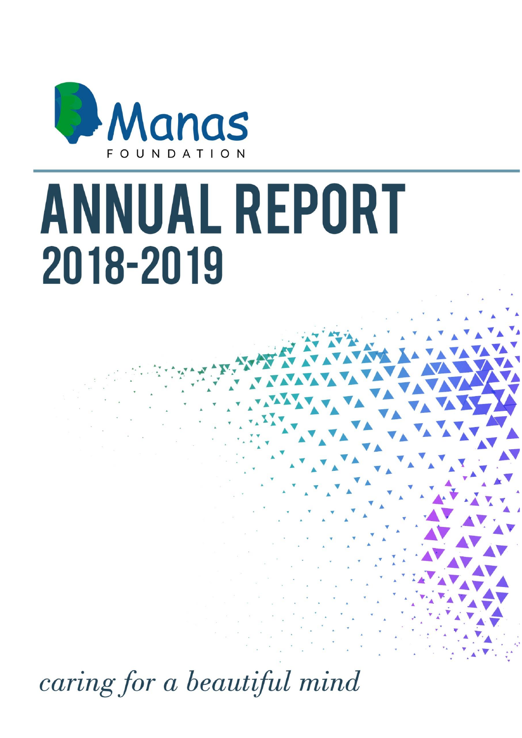Manas

FOUNDATION

# ANNUAL REPORT
## 2018-2019

*caring for a beautiful mind*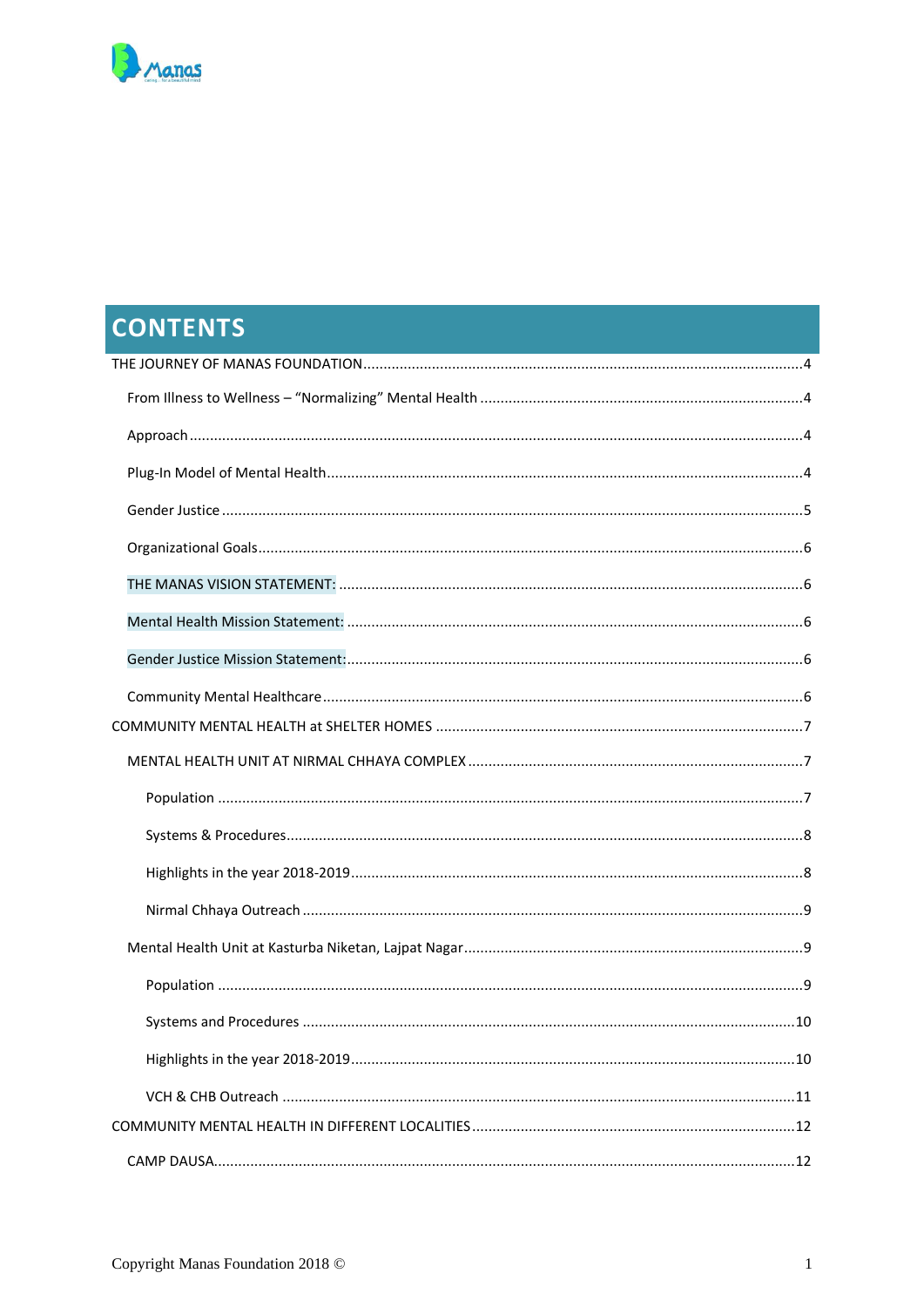# CONTENTS

THE JOURNEY OF MANAS FOUNDATION ........................................................................................................4

- From Illness to Wellness – “Normalizing” Mental Health ........................................................................4
- Approach .....................................................................................................................................................4
- Plug-In Model of Mental Health...................................................................................................................4
- Gender Justice ............................................................................................................................................5
- Organizational Goals...................................................................................................................................6
- THE MANAS VISION STATEMENT: ...............................................................................................................6
- Mental Health Mission Statement: .............................................................................................................6
- Gender Justice Mission Statement:.............................................................................................................6
- Community Mental Healthcare....................................................................................................................6

COMMUNITY MENTAL HEALTH at SHELTER HOMES .........................................................................................7

- MENTAL HEALTH UNIT AT NIRMAL CHHAYA COMPLEX .................................................................................7
  - Population ..............................................................................................................................................7
  - Systems & Procedures.............................................................................................................................8
  - Highlights in the year 2018-2019............................................................................................................8
  - Nirmal Chhaya Outreach .........................................................................................................................9
- Mental Health Unit at Kasturba Niketan, Lajpat Nagar..................................................................................9
  - Population ..............................................................................................................................................9
  - Systems and Procedures .......................................................................................................................10
  - Highlights in the year 2018-2019..........................................................................................................10
  - VCH & CHB Outreach ...........................................................................................................................11

COMMUNITY MENTAL HEALTH IN DIFFERENT LOCALITIES.............................................................................12

- CAMP DAUSA............................................................................................................................................12

Copyright Manas Foundation 2018 ©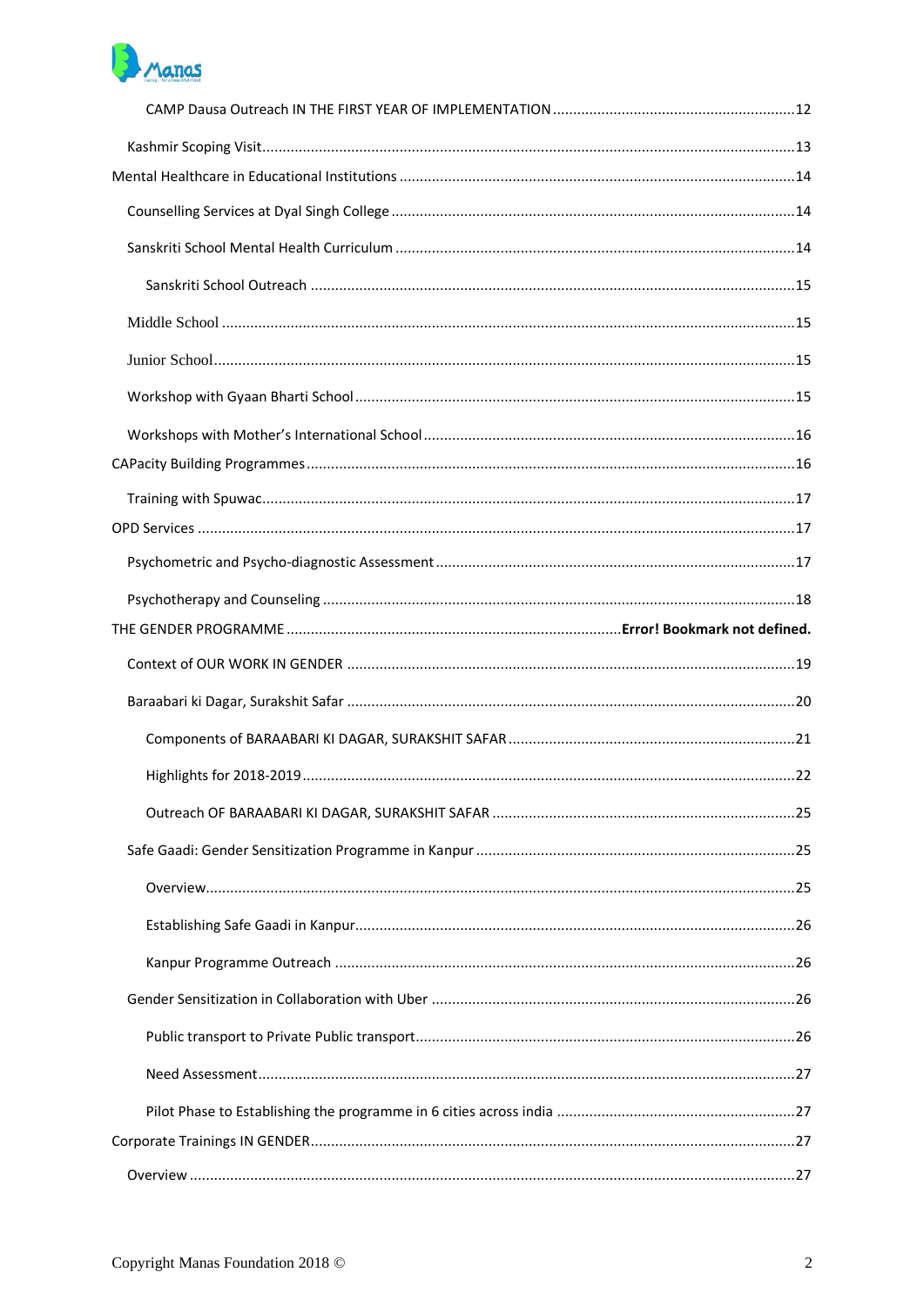CAMP Dausa Outreach IN THE FIRST YEAR OF IMPLEMENTATION ..... 12

Kashmir Scoping Visit ..... 13

Mental Healthcare in Educational Institutions ..... 14

Counselling Services at Dyal Singh College ..... 14

Sanskriti School Mental Health Curriculum ..... 14

Sanskriti School Outreach ..... 15

Middle School ..... 15

Junior School ..... 15

Workshop with Gyaan Bharti School ..... 15

Workshops with Mother's International School ..... 16

CAPacity Building Programmes ..... 16

Training with Spuwac ..... 17

OPD Services ..... 17

Psychometric and Psycho-diagnostic Assessment ..... 17

Psychotherapy and Counseling ..... 18

THE GENDER PROGRAMME ..... **Error! Bookmark not defined.**

Context of OUR WORK IN GENDER ..... 19

Baraabari ki Dagar, Surakshit Safar ..... 20

Components of BARAABARI KI DAGAR, SURAKSHIT SAFAR ..... 21

Highlights for 2018-2019 ..... 22

Outreach OF BARAABARI KI DAGAR, SURAKSHIT SAFAR ..... 25

Safe Gaadi: Gender Sensitization Programme in Kanpur ..... 25

Overview ..... 25

Establishing Safe Gaadi in Kanpur ..... 26

Kanpur Programme Outreach ..... 26

Gender Sensitization in Collaboration with Uber ..... 26

Public transport to Private Public transport ..... 26

Need Assessment ..... 27

Pilot Phase to Establishing the programme in 6 cities across india ..... 27

Corporate Trainings IN GENDER ..... 27

Overview ..... 27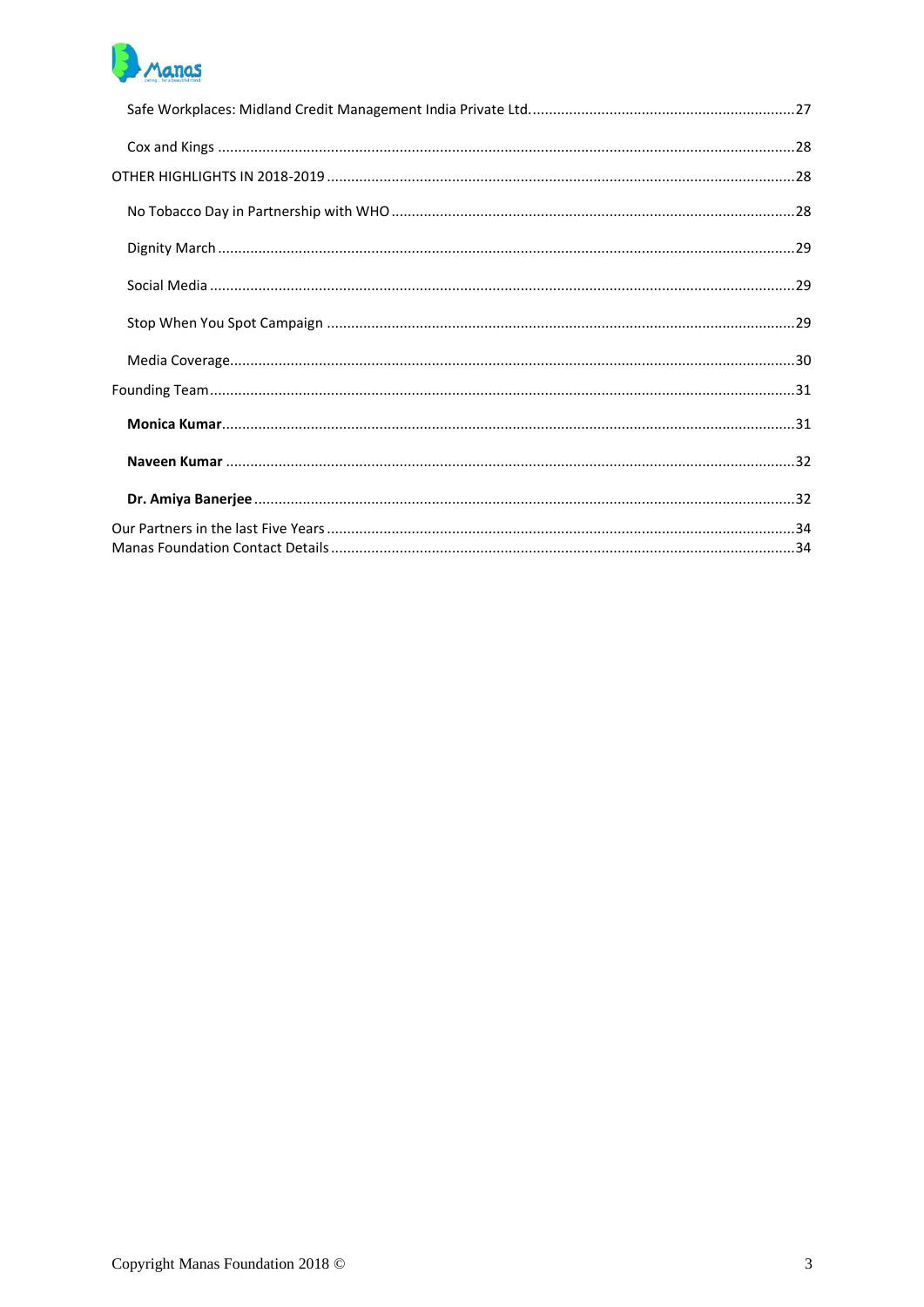Safe Workplaces: Midland Credit Management India Private Ltd. ....27

Cox and Kings ....28

OTHER HIGHLIGHTS IN 2018-2019 ....28

No Tobacco Day in Partnership with WHO ....28

Dignity March ....29

Social Media ....29

Stop When You Spot Campaign ....29

Media Coverage ....30

Founding Team ....31

**Monica Kumar** ....31

**Naveen Kumar** ....32

**Dr. Amiya Banerjee** ....32

Our Partners in the last Five Years ....34

Manas Foundation Contact Details ....34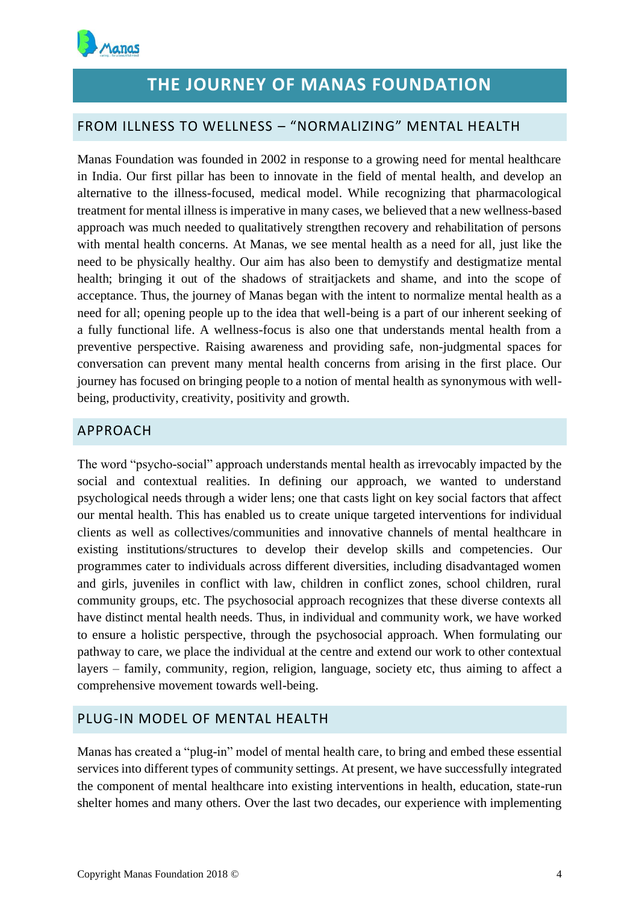# THE JOURNEY OF MANAS FOUNDATION

## FROM ILLNESS TO WELLNESS – "NORMALIZING" MENTAL HEALTH

Manas Foundation was founded in 2002 in response to a growing need for mental healthcare in India. Our first pillar has been to innovate in the field of mental health, and develop an alternative to the illness-focused, medical model. While recognizing that pharmacological treatment for mental illness is imperative in many cases, we believed that a new wellness-based approach was much needed to qualitatively strengthen recovery and rehabilitation of persons with mental health concerns. At Manas, we see mental health as a need for all, just like the need to be physically healthy. Our aim has also been to demystify and destigmatize mental health; bringing it out of the shadows of straitjackets and shame, and into the scope of acceptance. Thus, the journey of Manas began with the intent to normalize mental health as a need for all; opening people up to the idea that well-being is a part of our inherent seeking of a fully functional life. A wellness-focus is also one that understands mental health from a preventive perspective. Raising awareness and providing safe, non-judgmental spaces for conversation can prevent many mental health concerns from arising in the first place. Our journey has focused on bringing people to a notion of mental health as synonymous with well-being, productivity, creativity, positivity and growth.

## APPROACH

The word "psycho-social" approach understands mental health as irrevocably impacted by the social and contextual realities. In defining our approach, we wanted to understand psychological needs through a wider lens; one that casts light on key social factors that affect our mental health. This has enabled us to create unique targeted interventions for individual clients as well as collectives/communities and innovative channels of mental healthcare in existing institutions/structures to develop their develop skills and competencies. Our programmes cater to individuals across different diversities, including disadvantaged women and girls, juveniles in conflict with law, children in conflict zones, school children, rural community groups, etc. The psychosocial approach recognizes that these diverse contexts all have distinct mental health needs. Thus, in individual and community work, we have worked to ensure a holistic perspective, through the psychosocial approach. When formulating our pathway to care, we place the individual at the centre and extend our work to other contextual layers – family, community, region, religion, language, society etc, thus aiming to affect a comprehensive movement towards well-being.

## PLUG-IN MODEL OF MENTAL HEALTH

Manas has created a "plug-in" model of mental health care, to bring and embed these essential services into different types of community settings. At present, we have successfully integrated the component of mental healthcare into existing interventions in health, education, state-run shelter homes and many others. Over the last two decades, our experience with implementing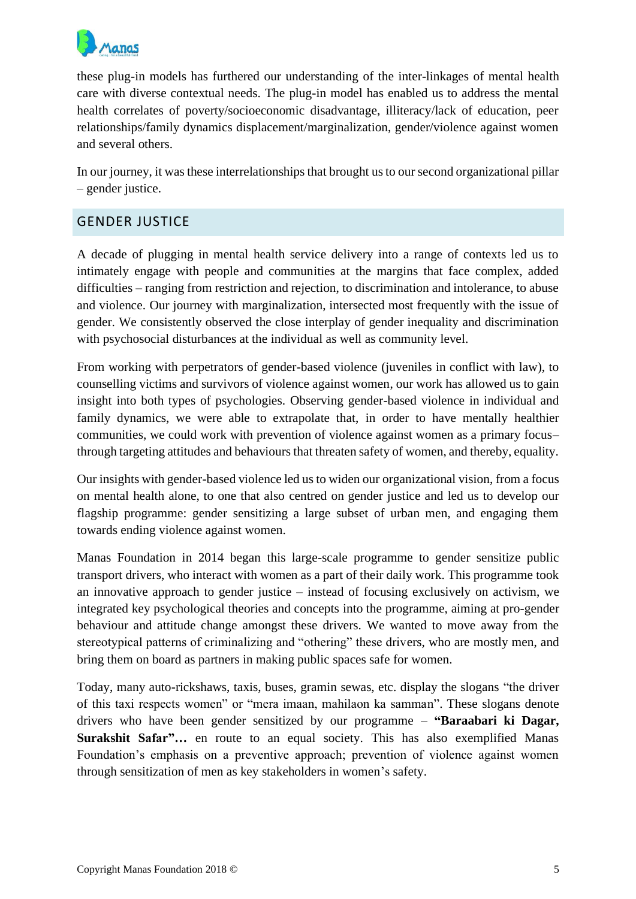these plug-in models has furthered our understanding of the inter-linkages of mental health care with diverse contextual needs. The plug-in model has enabled us to address the mental health correlates of poverty/socioeconomic disadvantage, illiteracy/lack of education, peer relationships/family dynamics displacement/marginalization, gender/violence against women and several others.

In our journey, it was these interrelationships that brought us to our second organizational pillar – gender justice.

## GENDER JUSTICE

A decade of plugging in mental health service delivery into a range of contexts led us to intimately engage with people and communities at the margins that face complex, added difficulties – ranging from restriction and rejection, to discrimination and intolerance, to abuse and violence. Our journey with marginalization, intersected most frequently with the issue of gender. We consistently observed the close interplay of gender inequality and discrimination with psychosocial disturbances at the individual as well as community level.

From working with perpetrators of gender-based violence (juveniles in conflict with law), to counselling victims and survivors of violence against women, our work has allowed us to gain insight into both types of psychologies. Observing gender-based violence in individual and family dynamics, we were able to extrapolate that, in order to have mentally healthier communities, we could work with prevention of violence against women as a primary focus– through targeting attitudes and behaviours that threaten safety of women, and thereby, equality.

Our insights with gender-based violence led us to widen our organizational vision, from a focus on mental health alone, to one that also centred on gender justice and led us to develop our flagship programme: gender sensitizing a large subset of urban men, and engaging them towards ending violence against women.

Manas Foundation in 2014 began this large-scale programme to gender sensitize public transport drivers, who interact with women as a part of their daily work. This programme took an innovative approach to gender justice – instead of focusing exclusively on activism, we integrated key psychological theories and concepts into the programme, aiming at pro-gender behaviour and attitude change amongst these drivers. We wanted to move away from the stereotypical patterns of criminalizing and "othering" these drivers, who are mostly men, and bring them on board as partners in making public spaces safe for women.

Today, many auto-rickshaws, taxis, buses, gramin sewas, etc. display the slogans "the driver of this taxi respects women" or "mera imaan, mahilaon ka samman". These slogans denote drivers who have been gender sensitized by our programme – **"Baraabari ki Dagar, Surakshit Safar"…** en route to an equal society. This has also exemplified Manas Foundation's emphasis on a preventive approach; prevention of violence against women through sensitization of men as key stakeholders in women's safety.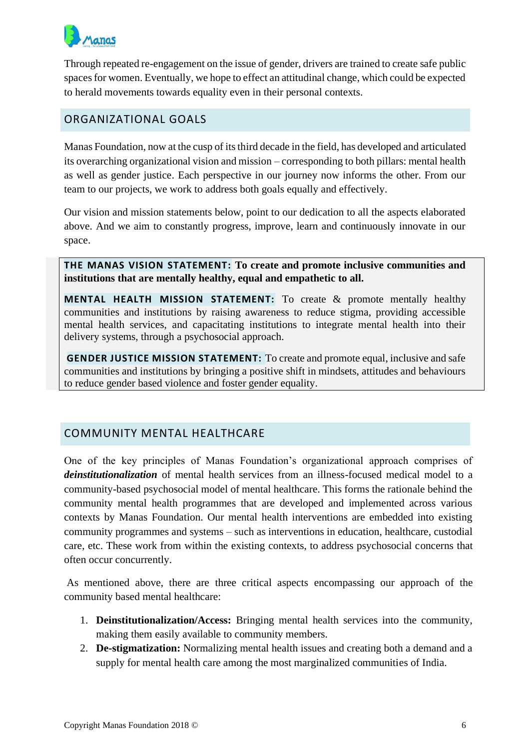Through repeated re-engagement on the issue of gender, drivers are trained to create safe public spaces for women. Eventually, we hope to effect an attitudinal change, which could be expected to herald movements towards equality even in their personal contexts.

## ORGANIZATIONAL GOALS

Manas Foundation, now at the cusp of its third decade in the field, has developed and articulated its overarching organizational vision and mission – corresponding to both pillars: mental health as well as gender justice. Each perspective in our journey now informs the other. From our team to our projects, we work to address both goals equally and effectively.

Our vision and mission statements below, point to our dedication to all the aspects elaborated above. And we aim to constantly progress, improve, learn and continuously innovate in our space.

**THE MANAS VISION STATEMENT: To create and promote inclusive communities and institutions that are mentally healthy, equal and empathetic to all.**

**MENTAL HEALTH MISSION STATEMENT:** To create & promote mentally healthy communities and institutions by raising awareness to reduce stigma, providing accessible mental health services, and capacitating institutions to integrate mental health into their delivery systems, through a psychosocial approach.

**GENDER JUSTICE MISSION STATEMENT:** To create and promote equal, inclusive and safe communities and institutions by bringing a positive shift in mindsets, attitudes and behaviours to reduce gender based violence and foster gender equality.

## COMMUNITY MENTAL HEALTHCARE

One of the key principles of Manas Foundation's organizational approach comprises of ***deinstitutionalization*** of mental health services from an illness-focused medical model to a community-based psychosocial model of mental healthcare. This forms the rationale behind the community mental health programmes that are developed and implemented across various contexts by Manas Foundation. Our mental health interventions are embedded into existing community programmes and systems – such as interventions in education, healthcare, custodial care, etc. These work from within the existing contexts, to address psychosocial concerns that often occur concurrently.

As mentioned above, there are three critical aspects encompassing our approach of the community based mental healthcare:

1. **Deinstitutionalization/Access:** Bringing mental health services into the community, making them easily available to community members.
2. **De-stigmatization:** Normalizing mental health issues and creating both a demand and a supply for mental health care among the most marginalized communities of India.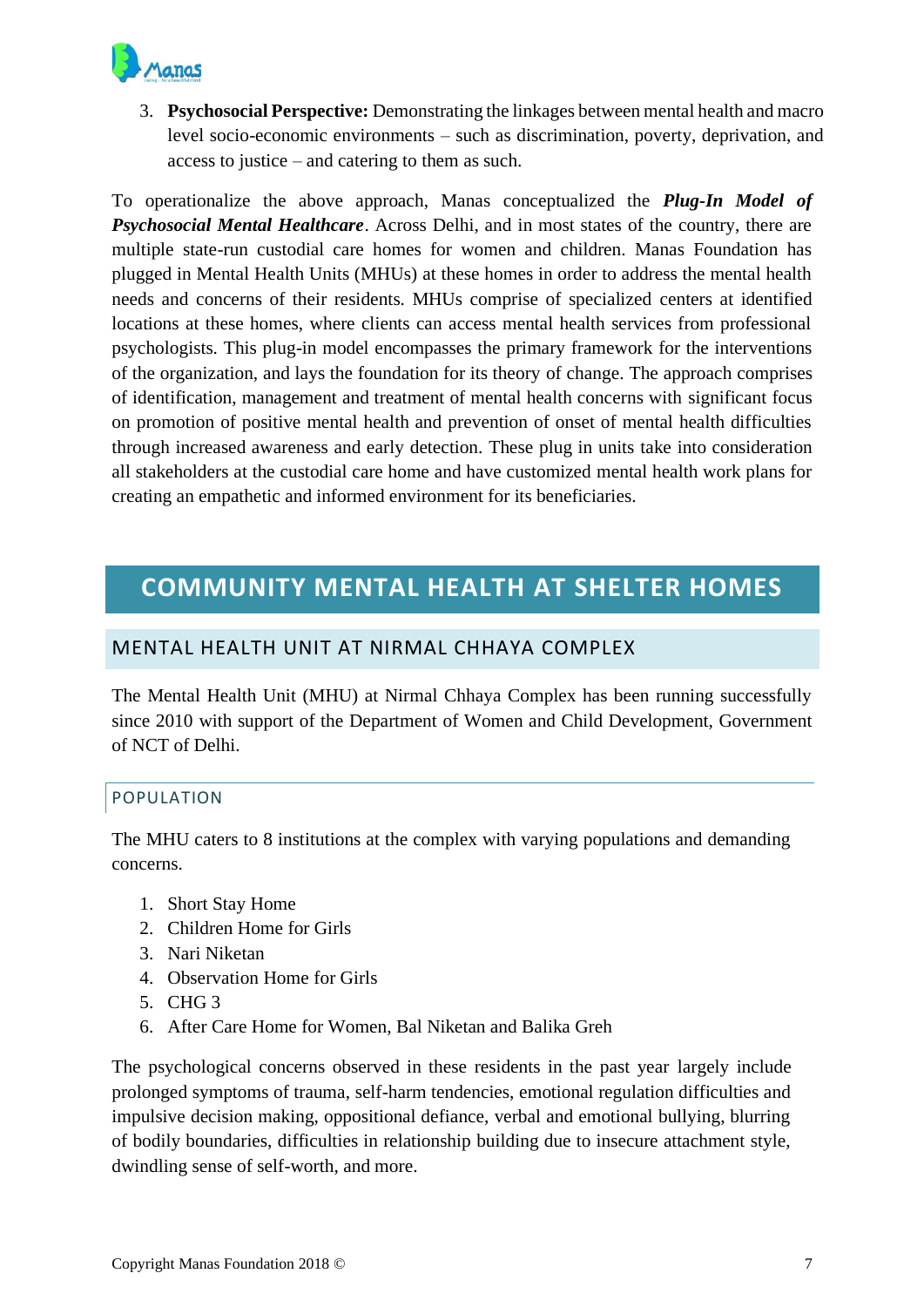3. **Psychosocial Perspective:** Demonstrating the linkages between mental health and macro level socio-economic environments – such as discrimination, poverty, deprivation, and access to justice – and catering to them as such.

To operationalize the above approach, Manas conceptualized the ***Plug-In Model of Psychosocial Mental Healthcare***. Across Delhi, and in most states of the country, there are multiple state-run custodial care homes for women and children. Manas Foundation has plugged in Mental Health Units (MHUs) at these homes in order to address the mental health needs and concerns of their residents. MHUs comprise of specialized centers at identified locations at these homes, where clients can access mental health services from professional psychologists. This plug-in model encompasses the primary framework for the interventions of the organization, and lays the foundation for its theory of change. The approach comprises of identification, management and treatment of mental health concerns with significant focus on promotion of positive mental health and prevention of onset of mental health difficulties through increased awareness and early detection. These plug in units take into consideration all stakeholders at the custodial care home and have customized mental health work plans for creating an empathetic and informed environment for its beneficiaries.

# COMMUNITY MENTAL HEALTH AT SHELTER HOMES

## MENTAL HEALTH UNIT AT NIRMAL CHHAYA COMPLEX

The Mental Health Unit (MHU) at Nirmal Chhaya Complex has been running successfully since 2010 with support of the Department of Women and Child Development, Government of NCT of Delhi.

### POPULATION

The MHU caters to 8 institutions at the complex with varying populations and demanding concerns.

1. Short Stay Home
2. Children Home for Girls
3. Nari Niketan
4. Observation Home for Girls
5. CHG 3
6. After Care Home for Women, Bal Niketan and Balika Greh

The psychological concerns observed in these residents in the past year largely include prolonged symptoms of trauma, self-harm tendencies, emotional regulation difficulties and impulsive decision making, oppositional defiance, verbal and emotional bullying, blurring of bodily boundaries, difficulties in relationship building due to insecure attachment style, dwindling sense of self-worth, and more.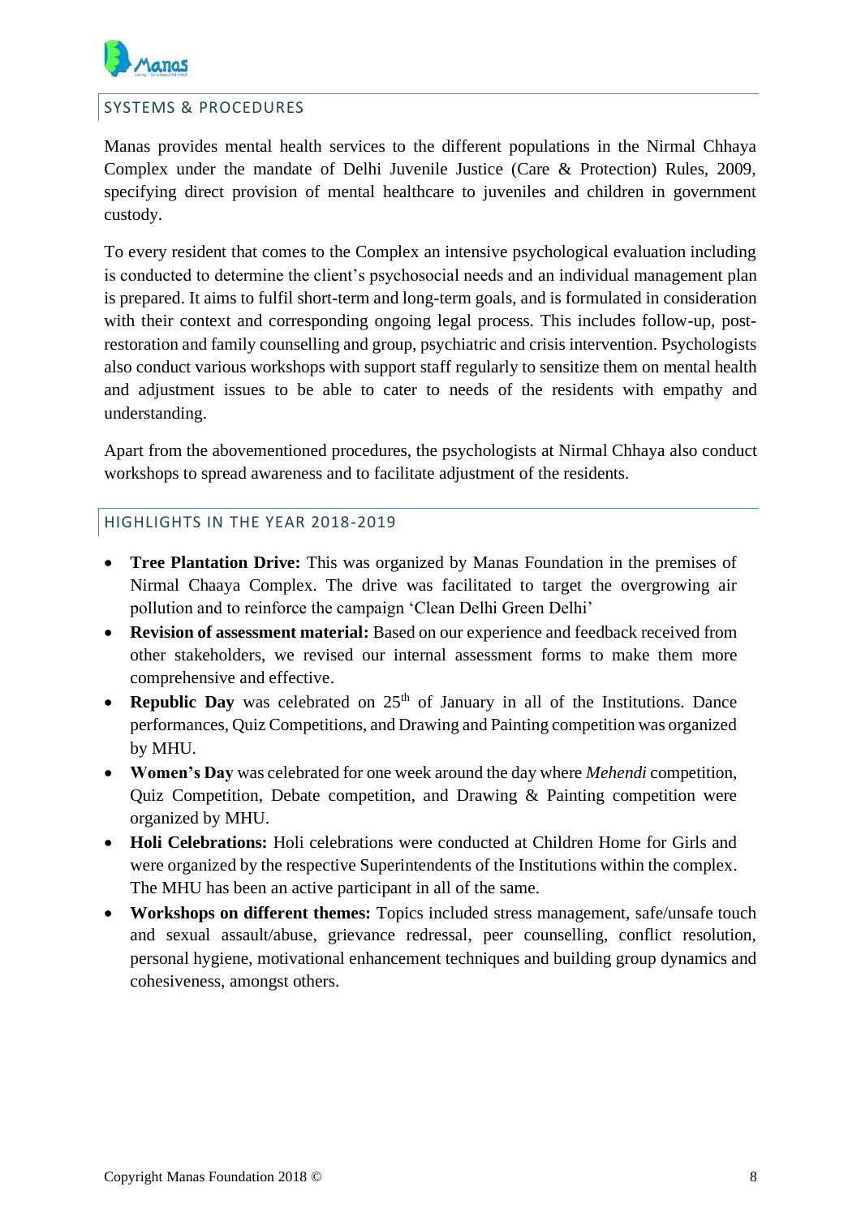## SYSTEMS & PROCEDURES

Manas provides mental health services to the different populations in the Nirmal Chhaya Complex under the mandate of Delhi Juvenile Justice (Care & Protection) Rules, 2009, specifying direct provision of mental healthcare to juveniles and children in government custody.

To every resident that comes to the Complex an intensive psychological evaluation including is conducted to determine the client's psychosocial needs and an individual management plan is prepared. It aims to fulfil short-term and long-term goals, and is formulated in consideration with their context and corresponding ongoing legal process. This includes follow-up, post-restoration and family counselling and group, psychiatric and crisis intervention. Psychologists also conduct various workshops with support staff regularly to sensitize them on mental health and adjustment issues to be able to cater to needs of the residents with empathy and understanding.

Apart from the abovementioned procedures, the psychologists at Nirmal Chhaya also conduct workshops to spread awareness and to facilitate adjustment of the residents.

## HIGHLIGHTS IN THE YEAR 2018-2019

- **Tree Plantation Drive:** This was organized by Manas Foundation in the premises of Nirmal Chaaya Complex. The drive was facilitated to target the overgrowing air pollution and to reinforce the campaign 'Clean Delhi Green Delhi'
- **Revision of assessment material:** Based on our experience and feedback received from other stakeholders, we revised our internal assessment forms to make them more comprehensive and effective.
- **Republic Day** was celebrated on 25th of January in all of the Institutions. Dance performances, Quiz Competitions, and Drawing and Painting competition was organized by MHU.
- **Women's Day** was celebrated for one week around the day where *Mehendi* competition, Quiz Competition, Debate competition, and Drawing & Painting competition were organized by MHU.
- **Holi Celebrations:** Holi celebrations were conducted at Children Home for Girls and were organized by the respective Superintendents of the Institutions within the complex. The MHU has been an active participant in all of the same.
- **Workshops on different themes:** Topics included stress management, safe/unsafe touch and sexual assault/abuse, grievance redressal, peer counselling, conflict resolution, personal hygiene, motivational enhancement techniques and building group dynamics and cohesiveness, amongst others.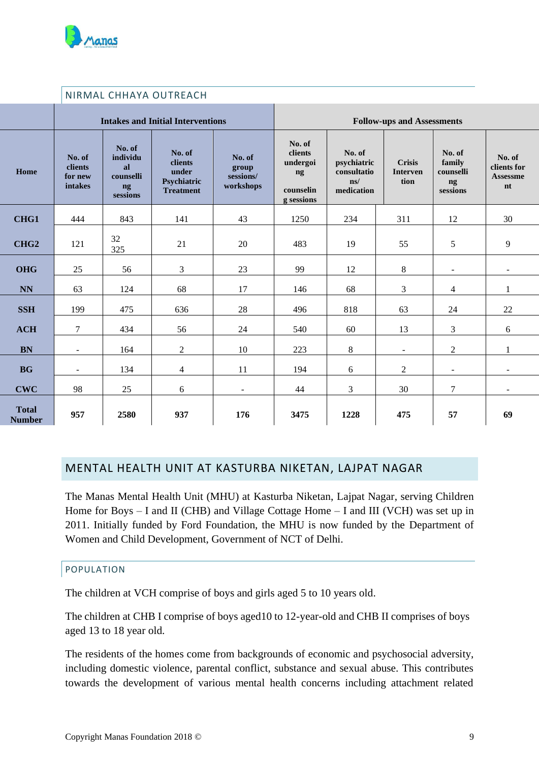### NIRMAL CHHAYA OUTREACH

| | Intakes and Initial Interventions | | | | Follow-ups and Assessments | | | | |
|---|---|---|---|---|---|---|---|---|---|
| Home | No. of clients for new intakes | No. of individual counselling sessions | No. of clients under Psychiatric Treatment | No. of group sessions/ workshops | No. of clients undergoing counselling sessions | No. of psychiatric consultations/ medication | Crisis Intervention | No. of family counselling sessions | No. of clients for Assessment |
| **CHG1** | 444 | 843 | 141 | 43 | 1250 | 234 | 311 | 12 | 30 |
| **CHG2** | 121 | 32 325 | 21 | 20 | 483 | 19 | 55 | 5 | 9 |
| **OHG** | 25 | 56 | 3 | 23 | 99 | 12 | 8 | - | - |
| **NN** | 63 | 124 | 68 | 17 | 146 | 68 | 3 | 4 | 1 |
| **SSH** | 199 | 475 | 636 | 28 | 496 | 818 | 63 | 24 | 22 |
| **ACH** | 7 | 434 | 56 | 24 | 540 | 60 | 13 | 3 | 6 |
| **BN** | - | 164 | 2 | 10 | 223 | 8 | - | 2 | 1 |
| **BG** | - | 134 | 4 | 11 | 194 | 6 | 2 | - | - |
| **CWC** | 98 | 25 | 6 | - | 44 | 3 | 30 | 7 | - |
| **Total Number** | **957** | **2580** | **937** | **176** | **3475** | **1228** | **475** | **57** | **69** |

## MENTAL HEALTH UNIT AT KASTURBA NIKETAN, LAJPAT NAGAR

The Manas Mental Health Unit (MHU) at Kasturba Niketan, Lajpat Nagar, serving Children Home for Boys – I and II (CHB) and Village Cottage Home – I and III (VCH) was set up in 2011. Initially funded by Ford Foundation, the MHU is now funded by the Department of Women and Child Development, Government of NCT of Delhi.

### POPULATION

The children at VCH comprise of boys and girls aged 5 to 10 years old.

The children at CHB I comprise of boys aged10 to 12-year-old and CHB II comprises of boys aged 13 to 18 year old.

The residents of the homes come from backgrounds of economic and psychosocial adversity, including domestic violence, parental conflict, substance and sexual abuse. This contributes towards the development of various mental health concerns including attachment related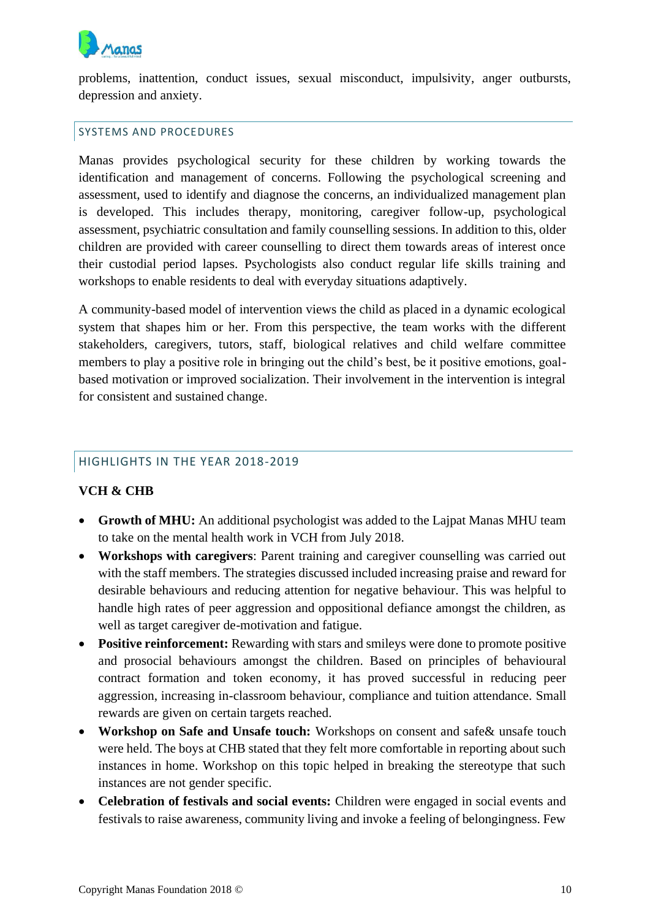problems, inattention, conduct issues, sexual misconduct, impulsivity, anger outbursts, depression and anxiety.

## SYSTEMS AND PROCEDURES

Manas provides psychological security for these children by working towards the identification and management of concerns. Following the psychological screening and assessment, used to identify and diagnose the concerns, an individualized management plan is developed. This includes therapy, monitoring, caregiver follow-up, psychological assessment, psychiatric consultation and family counselling sessions. In addition to this, older children are provided with career counselling to direct them towards areas of interest once their custodial period lapses. Psychologists also conduct regular life skills training and workshops to enable residents to deal with everyday situations adaptively.

A community-based model of intervention views the child as placed in a dynamic ecological system that shapes him or her. From this perspective, the team works with the different stakeholders, caregivers, tutors, staff, biological relatives and child welfare committee members to play a positive role in bringing out the child's best, be it positive emotions, goal-based motivation or improved socialization. Their involvement in the intervention is integral for consistent and sustained change.

## HIGHLIGHTS IN THE YEAR 2018-2019

### VCH & CHB

- **Growth of MHU:** An additional psychologist was added to the Lajpat Manas MHU team to take on the mental health work in VCH from July 2018.
- **Workshops with caregivers**: Parent training and caregiver counselling was carried out with the staff members. The strategies discussed included increasing praise and reward for desirable behaviours and reducing attention for negative behaviour. This was helpful to handle high rates of peer aggression and oppositional defiance amongst the children, as well as target caregiver de-motivation and fatigue.
- **Positive reinforcement:** Rewarding with stars and smileys were done to promote positive and prosocial behaviours amongst the children. Based on principles of behavioural contract formation and token economy, it has proved successful in reducing peer aggression, increasing in-classroom behaviour, compliance and tuition attendance. Small rewards are given on certain targets reached.
- **Workshop on Safe and Unsafe touch:** Workshops on consent and safe& unsafe touch were held. The boys at CHB stated that they felt more comfortable in reporting about such instances in home. Workshop on this topic helped in breaking the stereotype that such instances are not gender specific.
- **Celebration of festivals and social events:** Children were engaged in social events and festivals to raise awareness, community living and invoke a feeling of belongingness. Few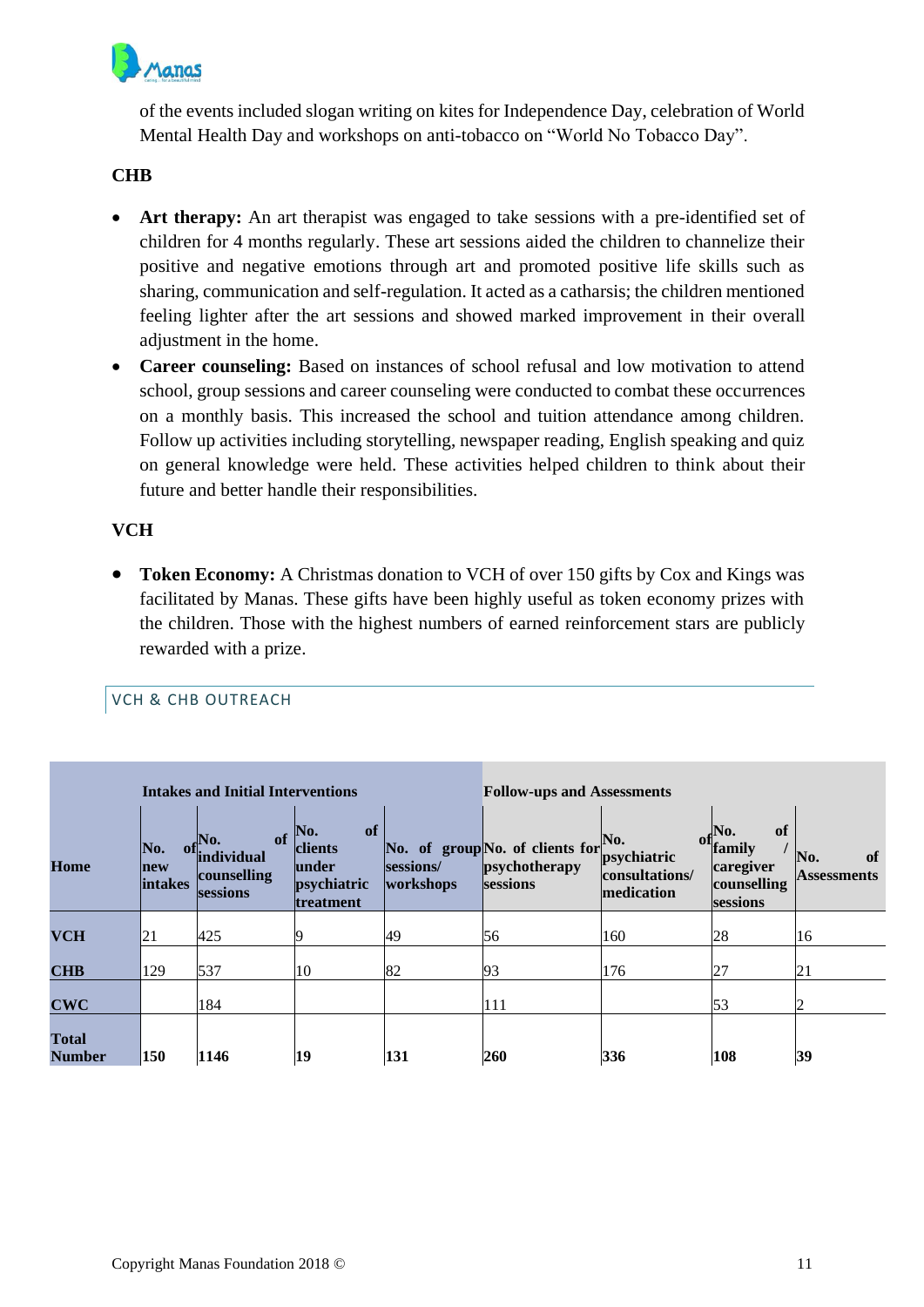of the events included slogan writing on kites for Independence Day, celebration of World Mental Health Day and workshops on anti-tobacco on “World No Tobacco Day”.

**CHB**

- **Art therapy:** An art therapist was engaged to take sessions with a pre-identified set of children for 4 months regularly. These art sessions aided the children to channelize their positive and negative emotions through art and promoted positive life skills such as sharing, communication and self-regulation. It acted as a catharsis; the children mentioned feeling lighter after the art sessions and showed marked improvement in their overall adjustment in the home.
- **Career counseling:** Based on instances of school refusal and low motivation to attend school, group sessions and career counseling were conducted to combat these occurrences on a monthly basis. This increased the school and tuition attendance among children. Follow up activities including storytelling, newspaper reading, English speaking and quiz on general knowledge were held. These activities helped children to think about their future and better handle their responsibilities.

**VCH**

- **Token Economy:** A Christmas donation to VCH of over 150 gifts by Cox and Kings was facilitated by Manas. These gifts have been highly useful as token economy prizes with the children. Those with the highest numbers of earned reinforcement stars are publicly rewarded with a prize.

## VCH & CHB OUTREACH

| | Intakes and Initial Interventions | | | | Follow-ups and Assessments | | | |
|---|---|---|---|---|---|---|---|---|
| **Home** | **No. of new intakes** | **No. of individual counselling sessions** | **No. of clients under psychiatric treatment** | **No. of group sessions/ workshops** | **No. of clients for psychotherapy sessions** | **No. of psychiatric consultations/ medication** | **No. of family / caregiver counselling sessions** | **No. of Assessments** |
| **VCH** | 21 | 425 | 9 | 49 | 56 | 160 | 28 | 16 |
| **CHB** | 129 | 537 | 10 | 82 | 93 | 176 | 27 | 21 |
| **CWC** | | 184 | | | 111 | | 53 | 2 |
| **Total Number** | **150** | **1146** | **19** | **131** | **260** | **336** | **108** | **39** |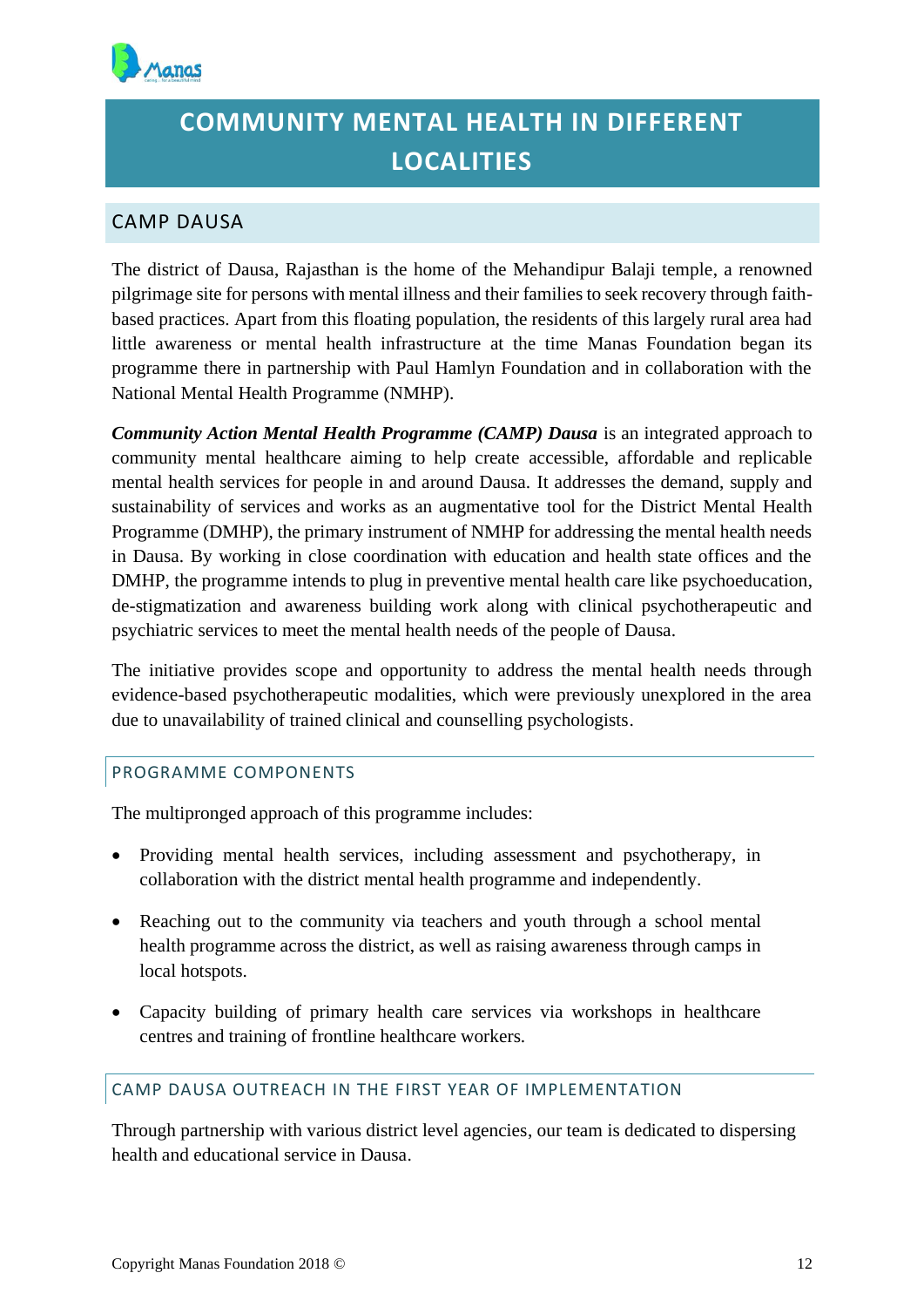# COMMUNITY MENTAL HEALTH IN DIFFERENT LOCALITIES

## CAMP DAUSA

The district of Dausa, Rajasthan is the home of the Mehandipur Balaji temple, a renowned pilgrimage site for persons with mental illness and their families to seek recovery through faith-based practices. Apart from this floating population, the residents of this largely rural area had little awareness or mental health infrastructure at the time Manas Foundation began its programme there in partnership with Paul Hamlyn Foundation and in collaboration with the National Mental Health Programme (NMHP).

***Community Action Mental Health Programme (CAMP) Dausa*** is an integrated approach to community mental healthcare aiming to help create accessible, affordable and replicable mental health services for people in and around Dausa. It addresses the demand, supply and sustainability of services and works as an augmentative tool for the District Mental Health Programme (DMHP), the primary instrument of NMHP for addressing the mental health needs in Dausa. By working in close coordination with education and health state offices and the DMHP, the programme intends to plug in preventive mental health care like psychoeducation, de-stigmatization and awareness building work along with clinical psychotherapeutic and psychiatric services to meet the mental health needs of the people of Dausa.

The initiative provides scope and opportunity to address the mental health needs through evidence-based psychotherapeutic modalities, which were previously unexplored in the area due to unavailability of trained clinical and counselling psychologists.

### PROGRAMME COMPONENTS

The multipronged approach of this programme includes:

- Providing mental health services, including assessment and psychotherapy, in collaboration with the district mental health programme and independently.
- Reaching out to the community via teachers and youth through a school mental health programme across the district, as well as raising awareness through camps in local hotspots.
- Capacity building of primary health care services via workshops in healthcare centres and training of frontline healthcare workers.

### CAMP DAUSA OUTREACH IN THE FIRST YEAR OF IMPLEMENTATION

Through partnership with various district level agencies, our team is dedicated to dispersing health and educational service in Dausa.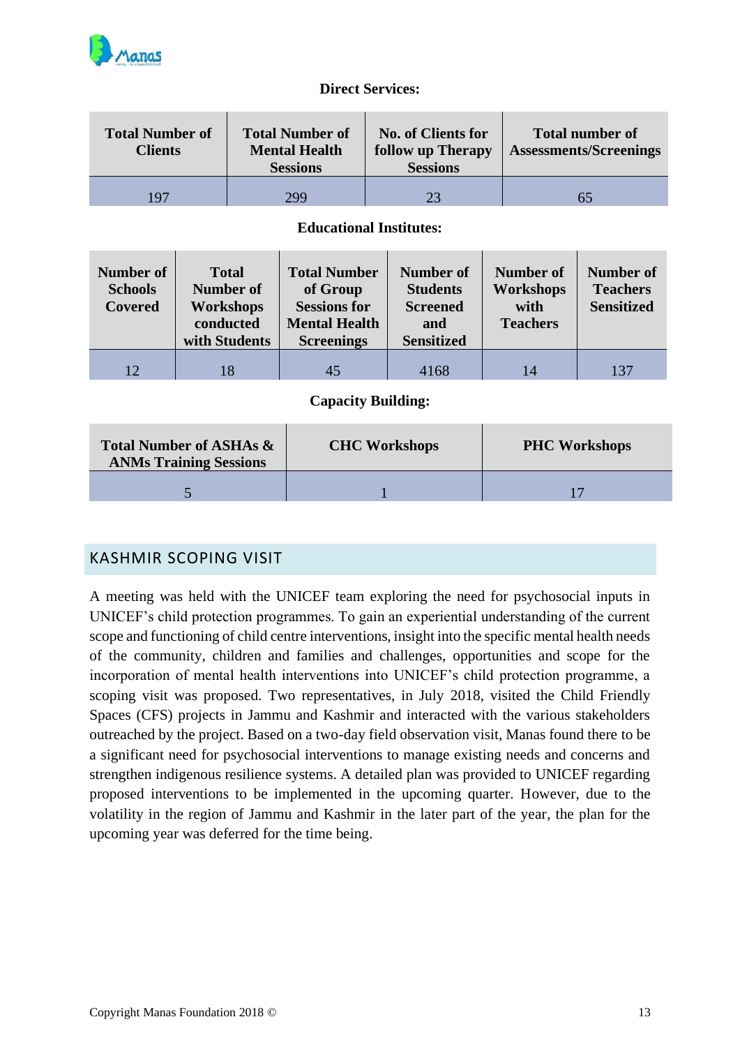**Direct Services:**

| Total Number of Clients | Total Number of Mental Health Sessions | No. of Clients for follow up Therapy Sessions | Total number of Assessments/Screenings |
|---|---|---|---|
| 197 | 299 | 23 | 65 |

**Educational Institutes:**

| Number of Schools Covered | Total Number of Workshops conducted with Students | Total Number of Group Sessions for Mental Health Screenings | Number of Students Screened and Sensitized | Number of Workshops with Teachers | Number of Teachers Sensitized |
|---|---|---|---|---|---|
| 12 | 18 | 45 | 4168 | 14 | 137 |

**Capacity Building:**

| Total Number of ASHAs & ANMs Training Sessions | CHC Workshops | PHC Workshops |
|---|---|---|
| 5 | 1 | 17 |

## KASHMIR SCOPING VISIT

A meeting was held with the UNICEF team exploring the need for psychosocial inputs in UNICEF's child protection programmes. To gain an experiential understanding of the current scope and functioning of child centre interventions, insight into the specific mental health needs of the community, children and families and challenges, opportunities and scope for the incorporation of mental health interventions into UNICEF's child protection programme, a scoping visit was proposed. Two representatives, in July 2018, visited the Child Friendly Spaces (CFS) projects in Jammu and Kashmir and interacted with the various stakeholders outreached by the project. Based on a two-day field observation visit, Manas found there to be a significant need for psychosocial interventions to manage existing needs and concerns and strengthen indigenous resilience systems. A detailed plan was provided to UNICEF regarding proposed interventions to be implemented in the upcoming quarter. However, due to the volatility in the region of Jammu and Kashmir in the later part of the year, the plan for the upcoming year was deferred for the time being.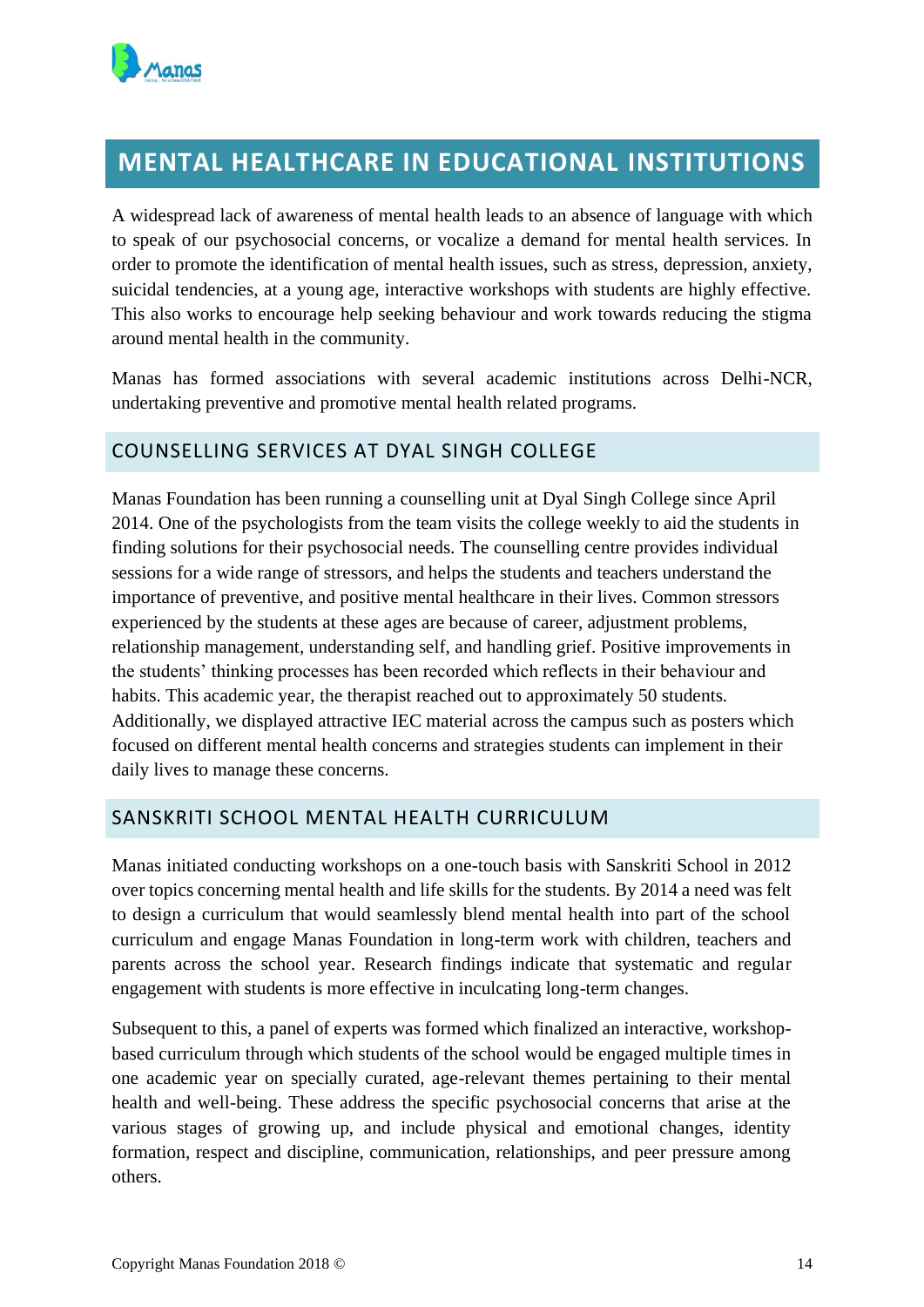# MENTAL HEALTHCARE IN EDUCATIONAL INSTITUTIONS

A widespread lack of awareness of mental health leads to an absence of language with which to speak of our psychosocial concerns, or vocalize a demand for mental health services. In order to promote the identification of mental health issues, such as stress, depression, anxiety, suicidal tendencies, at a young age, interactive workshops with students are highly effective. This also works to encourage help seeking behaviour and work towards reducing the stigma around mental health in the community.

Manas has formed associations with several academic institutions across Delhi-NCR, undertaking preventive and promotive mental health related programs.

## COUNSELLING SERVICES AT DYAL SINGH COLLEGE

Manas Foundation has been running a counselling unit at Dyal Singh College since April 2014. One of the psychologists from the team visits the college weekly to aid the students in finding solutions for their psychosocial needs. The counselling centre provides individual sessions for a wide range of stressors, and helps the students and teachers understand the importance of preventive, and positive mental healthcare in their lives. Common stressors experienced by the students at these ages are because of career, adjustment problems, relationship management, understanding self, and handling grief. Positive improvements in the students' thinking processes has been recorded which reflects in their behaviour and habits. This academic year, the therapist reached out to approximately 50 students. Additionally, we displayed attractive IEC material across the campus such as posters which focused on different mental health concerns and strategies students can implement in their daily lives to manage these concerns.

## SANSKRITI SCHOOL MENTAL HEALTH CURRICULUM

Manas initiated conducting workshops on a one-touch basis with Sanskriti School in 2012 over topics concerning mental health and life skills for the students. By 2014 a need was felt to design a curriculum that would seamlessly blend mental health into part of the school curriculum and engage Manas Foundation in long-term work with children, teachers and parents across the school year. Research findings indicate that systematic and regular engagement with students is more effective in inculcating long-term changes.

Subsequent to this, a panel of experts was formed which finalized an interactive, workshop-based curriculum through which students of the school would be engaged multiple times in one academic year on specially curated, age-relevant themes pertaining to their mental health and well-being. These address the specific psychosocial concerns that arise at the various stages of growing up, and include physical and emotional changes, identity formation, respect and discipline, communication, relationships, and peer pressure among others.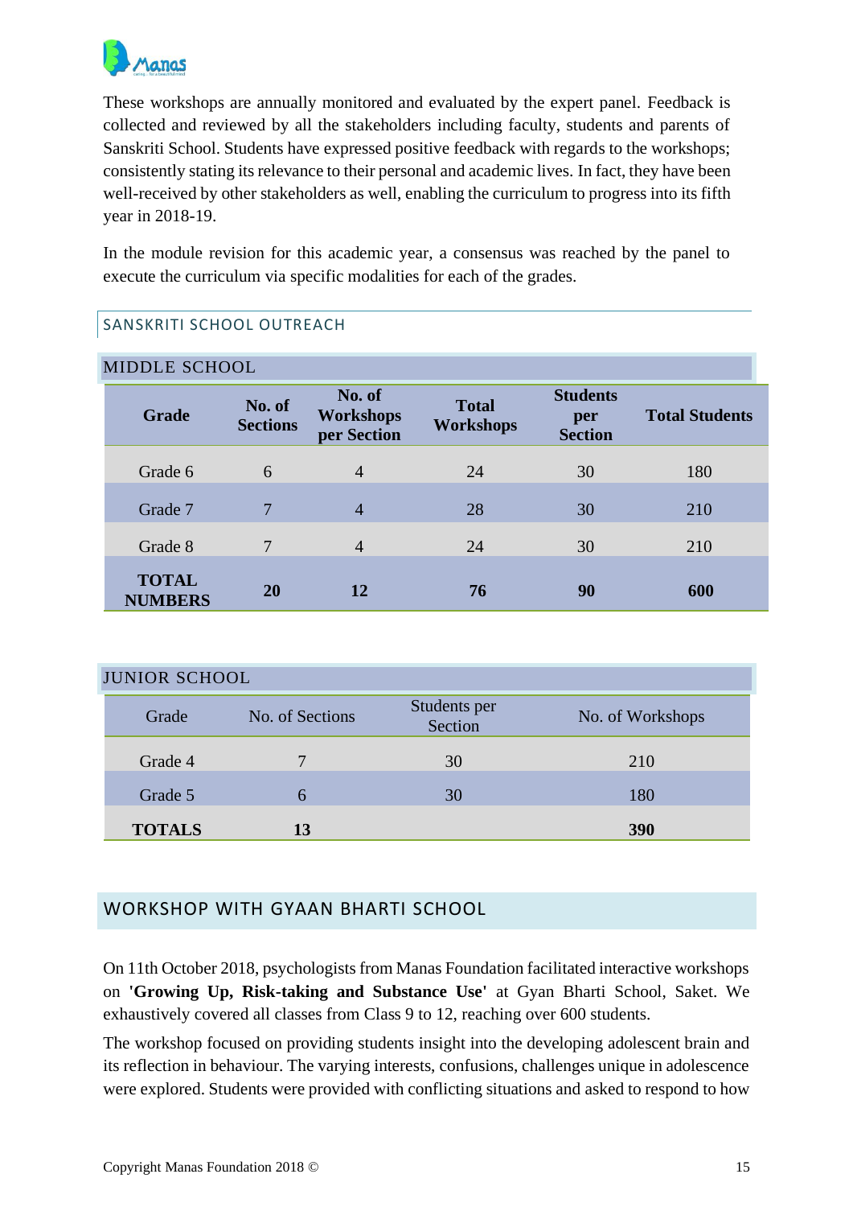These workshops are annually monitored and evaluated by the expert panel. Feedback is collected and reviewed by all the stakeholders including faculty, students and parents of Sanskriti School. Students have expressed positive feedback with regards to the workshops; consistently stating its relevance to their personal and academic lives. In fact, they have been well-received by other stakeholders as well, enabling the curriculum to progress into its fifth year in 2018-19.

In the module revision for this academic year, a consensus was reached by the panel to execute the curriculum via specific modalities for each of the grades.

## SANSKRITI SCHOOL OUTREACH

### MIDDLE SCHOOL

| Grade | No. of Sections | No. of Workshops per Section | Total Workshops | Students per Section | Total Students |
|---|---|---|---|---|---|
| Grade 6 | 6 | 4 | 24 | 30 | 180 |
| Grade 7 | 7 | 4 | 28 | 30 | 210 |
| Grade 8 | 7 | 4 | 24 | 30 | 210 |
| **TOTAL NUMBERS** | **20** | **12** | **76** | **90** | **600** |

### JUNIOR SCHOOL

| Grade | No. of Sections | Students per Section | No. of Workshops |
|---|---|---|---|
| Grade 4 | 7 | 30 | 210 |
| Grade 5 | 6 | 30 | 180 |
| **TOTALS** | **13** | | **390** |

## WORKSHOP WITH GYAAN BHARTI SCHOOL

On 11th October 2018, psychologists from Manas Foundation facilitated interactive workshops on **'Growing Up, Risk-taking and Substance Use'** at Gyan Bharti School, Saket. We exhaustively covered all classes from Class 9 to 12, reaching over 600 students.

The workshop focused on providing students insight into the developing adolescent brain and its reflection in behaviour. The varying interests, confusions, challenges unique in adolescence were explored. Students were provided with conflicting situations and asked to respond to how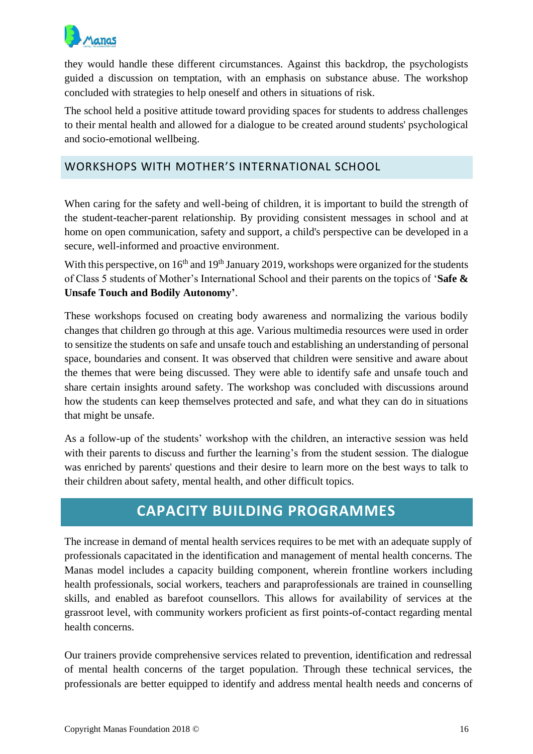they would handle these different circumstances. Against this backdrop, the psychologists guided a discussion on temptation, with an emphasis on substance abuse. The workshop concluded with strategies to help oneself and others in situations of risk.

The school held a positive attitude toward providing spaces for students to address challenges to their mental health and allowed for a dialogue to be created around students' psychological and socio-emotional wellbeing.

## WORKSHOPS WITH MOTHER'S INTERNATIONAL SCHOOL

When caring for the safety and well-being of children, it is important to build the strength of the student-teacher-parent relationship. By providing consistent messages in school and at home on open communication, safety and support, a child's perspective can be developed in a secure, well-informed and proactive environment.

With this perspective, on 16th and 19th January 2019, workshops were organized for the students of Class 5 students of Mother's International School and their parents on the topics of '**Safe & Unsafe Touch and Bodily Autonomy'**.

These workshops focused on creating body awareness and normalizing the various bodily changes that children go through at this age. Various multimedia resources were used in order to sensitize the students on safe and unsafe touch and establishing an understanding of personal space, boundaries and consent. It was observed that children were sensitive and aware about the themes that were being discussed. They were able to identify safe and unsafe touch and share certain insights around safety. The workshop was concluded with discussions around how the students can keep themselves protected and safe, and what they can do in situations that might be unsafe.

As a follow-up of the students' workshop with the children, an interactive session was held with their parents to discuss and further the learning's from the student session. The dialogue was enriched by parents' questions and their desire to learn more on the best ways to talk to their children about safety, mental health, and other difficult topics.

# CAPACITY BUILDING PROGRAMMES

The increase in demand of mental health services requires to be met with an adequate supply of professionals capacitated in the identification and management of mental health concerns. The Manas model includes a capacity building component, wherein frontline workers including health professionals, social workers, teachers and paraprofessionals are trained in counselling skills, and enabled as barefoot counsellors. This allows for availability of services at the grassroot level, with community workers proficient as first points-of-contact regarding mental health concerns.

Our trainers provide comprehensive services related to prevention, identification and redressal of mental health concerns of the target population. Through these technical services, the professionals are better equipped to identify and address mental health needs and concerns of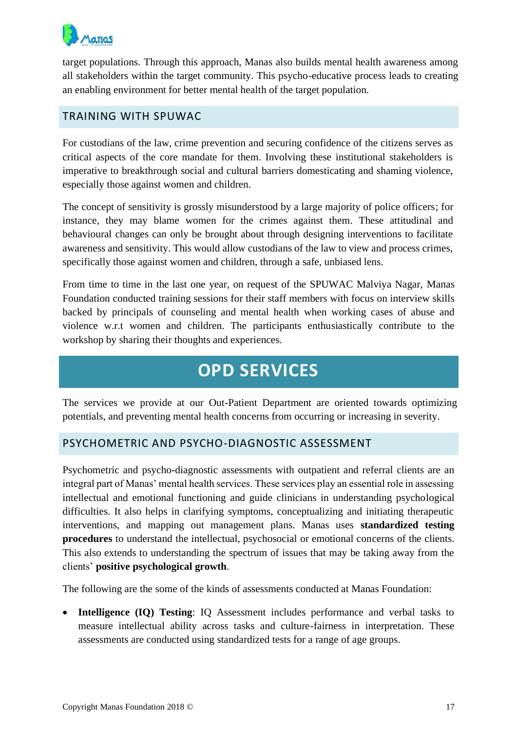target populations. Through this approach, Manas also builds mental health awareness among all stakeholders within the target community. This psycho-educative process leads to creating an enabling environment for better mental health of the target population.

## TRAINING WITH SPUWAC

For custodians of the law, crime prevention and securing confidence of the citizens serves as critical aspects of the core mandate for them. Involving these institutional stakeholders is imperative to breakthrough social and cultural barriers domesticating and shaming violence, especially those against women and children.

The concept of sensitivity is grossly misunderstood by a large majority of police officers; for instance, they may blame women for the crimes against them. These attitudinal and behavioural changes can only be brought about through designing interventions to facilitate awareness and sensitivity. This would allow custodians of the law to view and process crimes, specifically those against women and children, through a safe, unbiased lens.

From time to time in the last one year, on request of the SPUWAC Malviya Nagar, Manas Foundation conducted training sessions for their staff members with focus on interview skills backed by principals of counseling and mental health when working cases of abuse and violence w.r.t women and children. The participants enthusiastically contribute to the workshop by sharing their thoughts and experiences.

# OPD SERVICES

The services we provide at our Out-Patient Department are oriented towards optimizing potentials, and preventing mental health concerns from occurring or increasing in severity.

## PSYCHOMETRIC AND PSYCHO-DIAGNOSTIC ASSESSMENT

Psychometric and psycho-diagnostic assessments with outpatient and referral clients are an integral part of Manas' mental health services. These services play an essential role in assessing intellectual and emotional functioning and guide clinicians in understanding psychological difficulties. It also helps in clarifying symptoms, conceptualizing and initiating therapeutic interventions, and mapping out management plans. Manas uses **standardized testing procedures** to understand the intellectual, psychosocial or emotional concerns of the clients. This also extends to understanding the spectrum of issues that may be taking away from the clients' **positive psychological growth**.

The following are the some of the kinds of assessments conducted at Manas Foundation:

- **Intelligence (IQ) Testing**: IQ Assessment includes performance and verbal tasks to measure intellectual ability across tasks and culture-fairness in interpretation. These assessments are conducted using standardized tests for a range of age groups.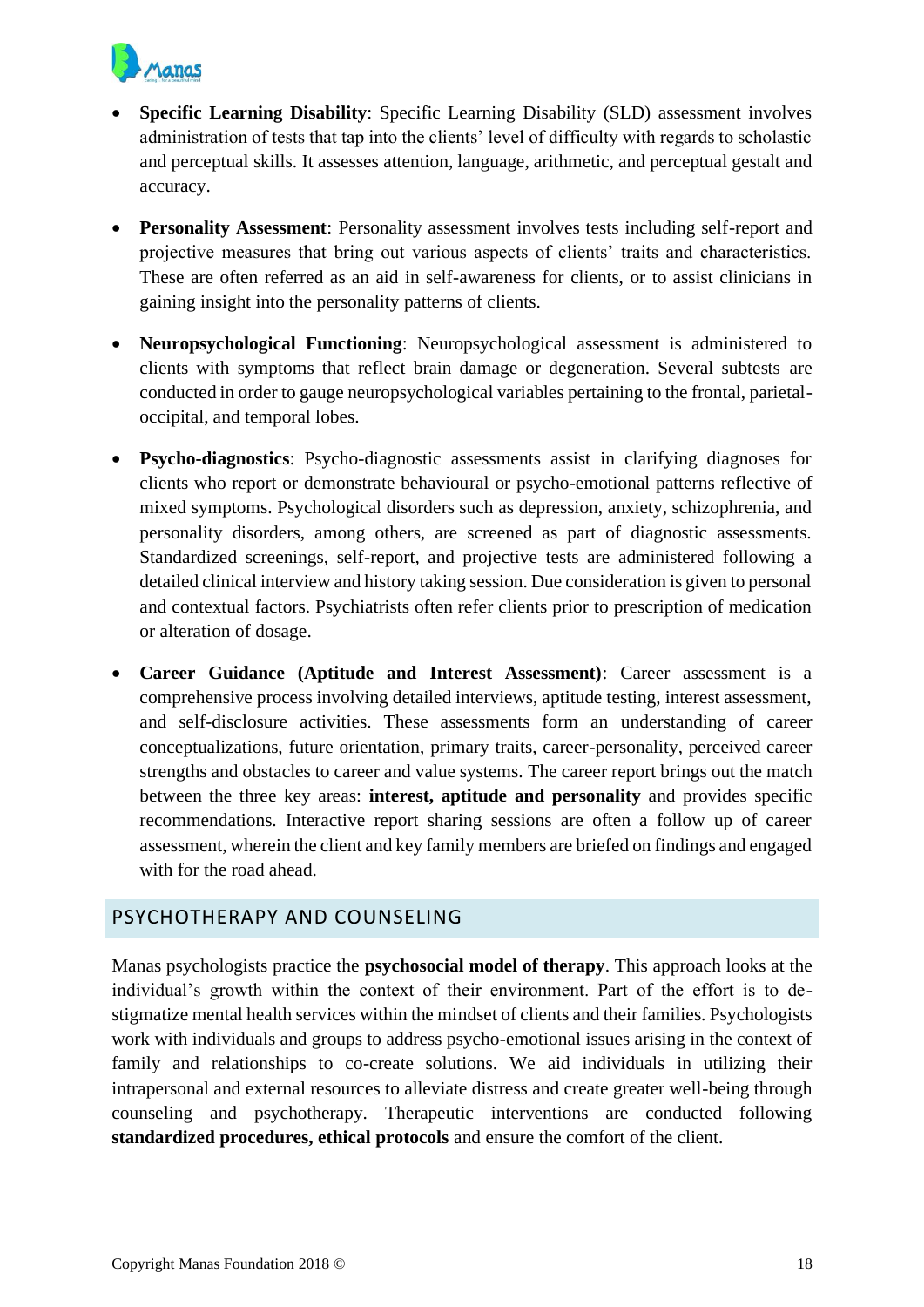- **Specific Learning Disability**: Specific Learning Disability (SLD) assessment involves administration of tests that tap into the clients' level of difficulty with regards to scholastic and perceptual skills. It assesses attention, language, arithmetic, and perceptual gestalt and accuracy.

- **Personality Assessment**: Personality assessment involves tests including self-report and projective measures that bring out various aspects of clients' traits and characteristics. These are often referred as an aid in self-awareness for clients, or to assist clinicians in gaining insight into the personality patterns of clients.

- **Neuropsychological Functioning**: Neuropsychological assessment is administered to clients with symptoms that reflect brain damage or degeneration. Several subtests are conducted in order to gauge neuropsychological variables pertaining to the frontal, parietal-occipital, and temporal lobes.

- **Psycho-diagnostics**: Psycho-diagnostic assessments assist in clarifying diagnoses for clients who report or demonstrate behavioural or psycho-emotional patterns reflective of mixed symptoms. Psychological disorders such as depression, anxiety, schizophrenia, and personality disorders, among others, are screened as part of diagnostic assessments. Standardized screenings, self-report, and projective tests are administered following a detailed clinical interview and history taking session. Due consideration is given to personal and contextual factors. Psychiatrists often refer clients prior to prescription of medication or alteration of dosage.

- **Career Guidance (Aptitude and Interest Assessment)**: Career assessment is a comprehensive process involving detailed interviews, aptitude testing, interest assessment, and self-disclosure activities. These assessments form an understanding of career conceptualizations, future orientation, primary traits, career-personality, perceived career strengths and obstacles to career and value systems. The career report brings out the match between the three key areas: **interest, aptitude and personality** and provides specific recommendations. Interactive report sharing sessions are often a follow up of career assessment, wherein the client and key family members are briefed on findings and engaged with for the road ahead.

## PSYCHOTHERAPY AND COUNSELING

Manas psychologists practice the **psychosocial model of therapy**. This approach looks at the individual's growth within the context of their environment. Part of the effort is to de-stigmatize mental health services within the mindset of clients and their families. Psychologists work with individuals and groups to address psycho-emotional issues arising in the context of family and relationships to co-create solutions. We aid individuals in utilizing their intrapersonal and external resources to alleviate distress and create greater well-being through counseling and psychotherapy. Therapeutic interventions are conducted following **standardized procedures, ethical protocols** and ensure the comfort of the client.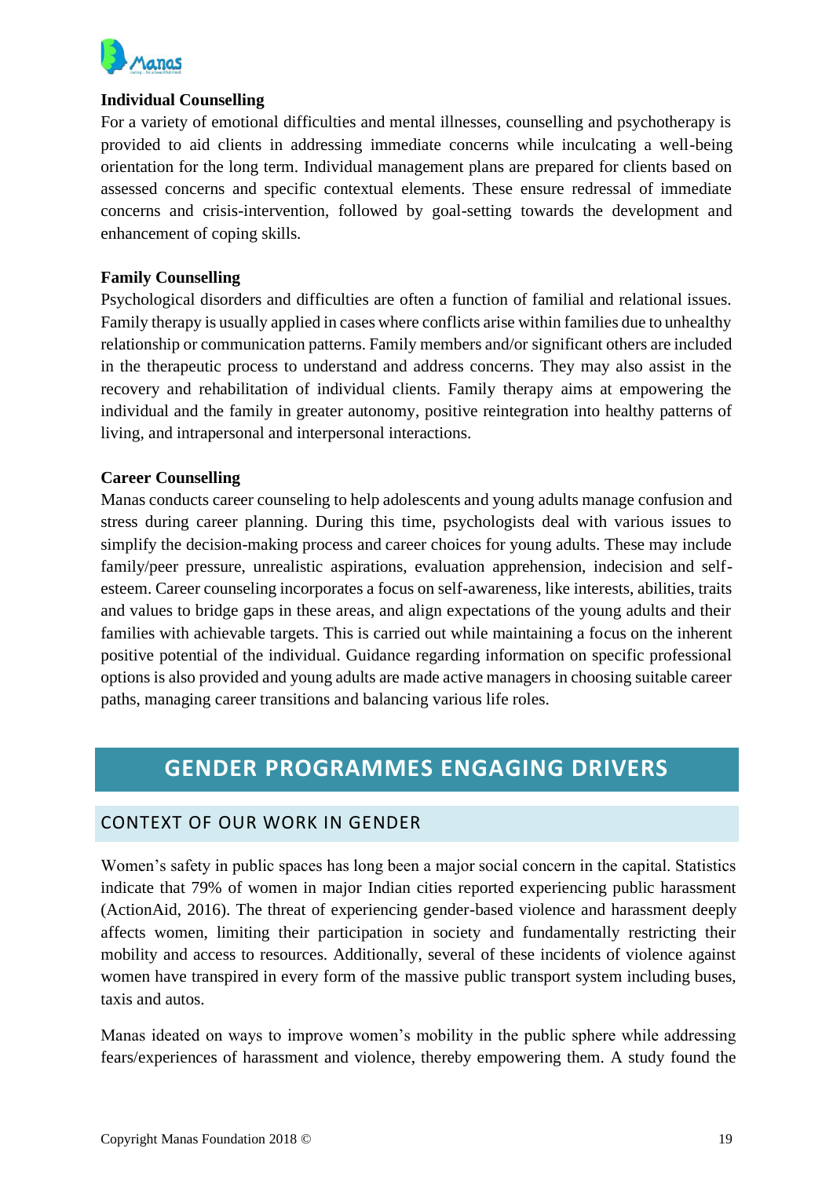### Individual Counselling

For a variety of emotional difficulties and mental illnesses, counselling and psychotherapy is provided to aid clients in addressing immediate concerns while inculcating a well-being orientation for the long term. Individual management plans are prepared for clients based on assessed concerns and specific contextual elements. These ensure redressal of immediate concerns and crisis-intervention, followed by goal-setting towards the development and enhancement of coping skills.

### Family Counselling

Psychological disorders and difficulties are often a function of familial and relational issues. Family therapy is usually applied in cases where conflicts arise within families due to unhealthy relationship or communication patterns. Family members and/or significant others are included in the therapeutic process to understand and address concerns. They may also assist in the recovery and rehabilitation of individual clients. Family therapy aims at empowering the individual and the family in greater autonomy, positive reintegration into healthy patterns of living, and intrapersonal and interpersonal interactions.

### Career Counselling

Manas conducts career counseling to help adolescents and young adults manage confusion and stress during career planning. During this time, psychologists deal with various issues to simplify the decision-making process and career choices for young adults. These may include family/peer pressure, unrealistic aspirations, evaluation apprehension, indecision and self-esteem. Career counseling incorporates a focus on self-awareness, like interests, abilities, traits and values to bridge gaps in these areas, and align expectations of the young adults and their families with achievable targets. This is carried out while maintaining a focus on the inherent positive potential of the individual. Guidance regarding information on specific professional options is also provided and young adults are made active managers in choosing suitable career paths, managing career transitions and balancing various life roles.

# GENDER PROGRAMMES ENGAGING DRIVERS

## CONTEXT OF OUR WORK IN GENDER

Women's safety in public spaces has long been a major social concern in the capital. Statistics indicate that 79% of women in major Indian cities reported experiencing public harassment (ActionAid, 2016). The threat of experiencing gender-based violence and harassment deeply affects women, limiting their participation in society and fundamentally restricting their mobility and access to resources. Additionally, several of these incidents of violence against women have transpired in every form of the massive public transport system including buses, taxis and autos.

Manas ideated on ways to improve women's mobility in the public sphere while addressing fears/experiences of harassment and violence, thereby empowering them. A study found the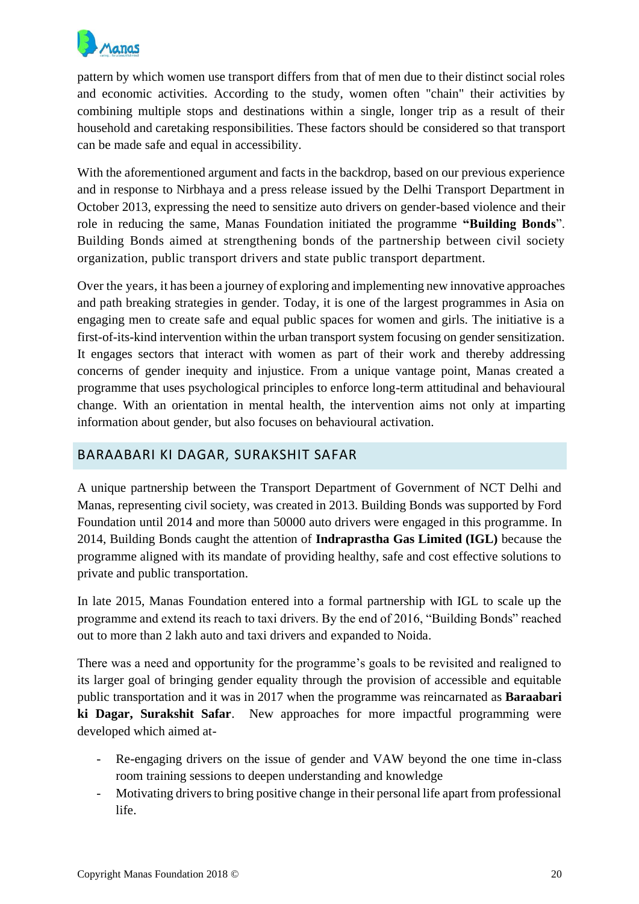pattern by which women use transport differs from that of men due to their distinct social roles and economic activities. According to the study, women often "chain" their activities by combining multiple stops and destinations within a single, longer trip as a result of their household and caretaking responsibilities. These factors should be considered so that transport can be made safe and equal in accessibility.

With the aforementioned argument and facts in the backdrop, based on our previous experience and in response to Nirbhaya and a press release issued by the Delhi Transport Department in October 2013, expressing the need to sensitize auto drivers on gender-based violence and their role in reducing the same, Manas Foundation initiated the programme **"Building Bonds**". Building Bonds aimed at strengthening bonds of the partnership between civil society organization, public transport drivers and state public transport department.

Over the years, it has been a journey of exploring and implementing new innovative approaches and path breaking strategies in gender. Today, it is one of the largest programmes in Asia on engaging men to create safe and equal public spaces for women and girls. The initiative is a first-of-its-kind intervention within the urban transport system focusing on gender sensitization. It engages sectors that interact with women as part of their work and thereby addressing concerns of gender inequity and injustice. From a unique vantage point, Manas created a programme that uses psychological principles to enforce long-term attitudinal and behavioural change. With an orientation in mental health, the intervention aims not only at imparting information about gender, but also focuses on behavioural activation.

## BARAABARI KI DAGAR, SURAKSHIT SAFAR

A unique partnership between the Transport Department of Government of NCT Delhi and Manas, representing civil society, was created in 2013. Building Bonds was supported by Ford Foundation until 2014 and more than 50000 auto drivers were engaged in this programme. In 2014, Building Bonds caught the attention of **Indraprastha Gas Limited (IGL)** because the programme aligned with its mandate of providing healthy, safe and cost effective solutions to private and public transportation.

In late 2015, Manas Foundation entered into a formal partnership with IGL to scale up the programme and extend its reach to taxi drivers. By the end of 2016, "Building Bonds" reached out to more than 2 lakh auto and taxi drivers and expanded to Noida.

There was a need and opportunity for the programme's goals to be revisited and realigned to its larger goal of bringing gender equality through the provision of accessible and equitable public transportation and it was in 2017 when the programme was reincarnated as **Baraabari ki Dagar, Surakshit Safar**. New approaches for more impactful programming were developed which aimed at-

- Re-engaging drivers on the issue of gender and VAW beyond the one time in-class room training sessions to deepen understanding and knowledge
- Motivating drivers to bring positive change in their personal life apart from professional life.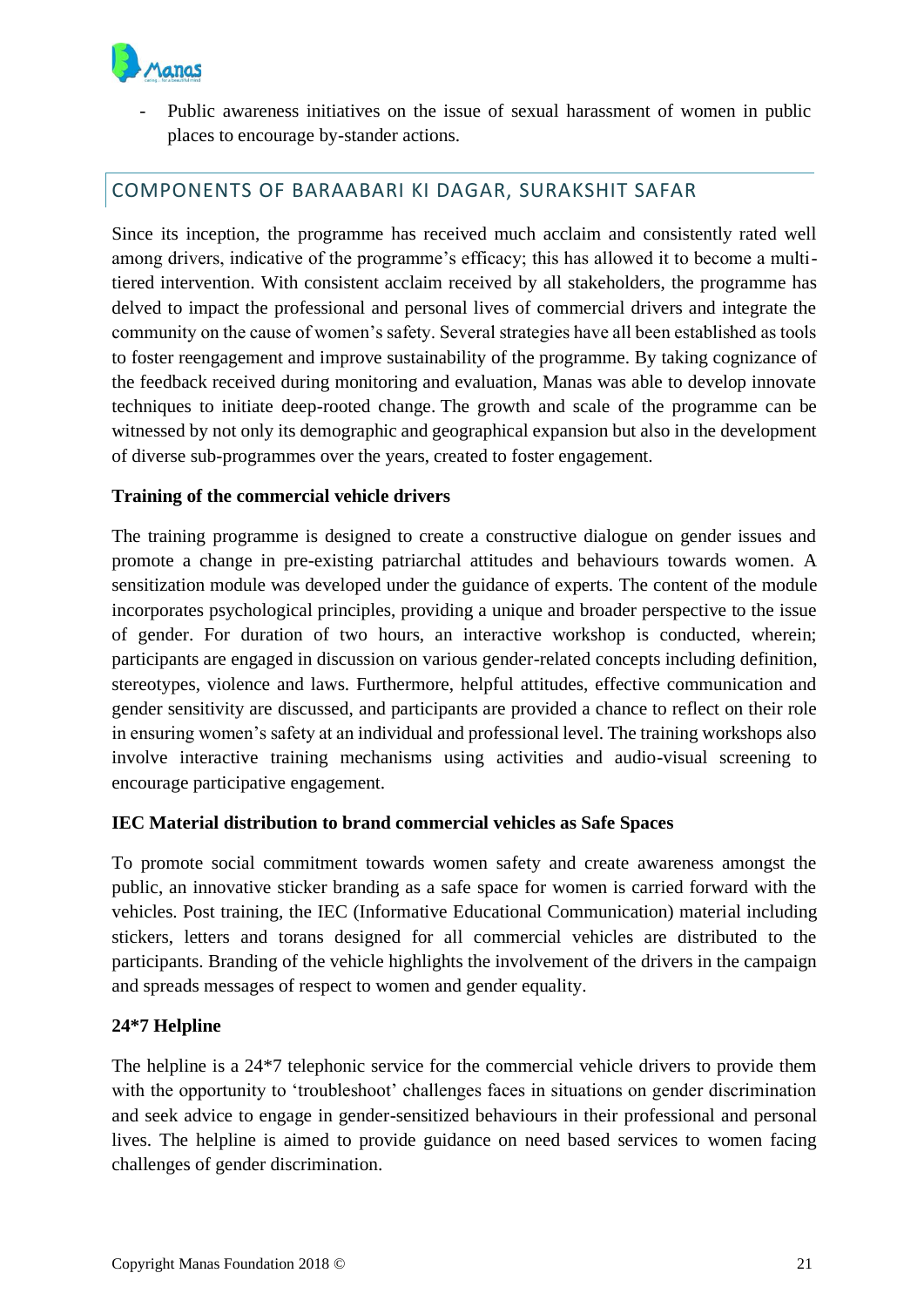- Public awareness initiatives on the issue of sexual harassment of women in public places to encourage by-stander actions.

## COMPONENTS OF BARAABARI KI DAGAR, SURAKSHIT SAFAR

Since its inception, the programme has received much acclaim and consistently rated well among drivers, indicative of the programme's efficacy; this has allowed it to become a multi-tiered intervention. With consistent acclaim received by all stakeholders, the programme has delved to impact the professional and personal lives of commercial drivers and integrate the community on the cause of women's safety. Several strategies have all been established as tools to foster reengagement and improve sustainability of the programme. By taking cognizance of the feedback received during monitoring and evaluation, Manas was able to develop innovate techniques to initiate deep-rooted change. The growth and scale of the programme can be witnessed by not only its demographic and geographical expansion but also in the development of diverse sub-programmes over the years, created to foster engagement.

**Training of the commercial vehicle drivers**

The training programme is designed to create a constructive dialogue on gender issues and promote a change in pre-existing patriarchal attitudes and behaviours towards women. A sensitization module was developed under the guidance of experts. The content of the module incorporates psychological principles, providing a unique and broader perspective to the issue of gender. For duration of two hours, an interactive workshop is conducted, wherein; participants are engaged in discussion on various gender-related concepts including definition, stereotypes, violence and laws. Furthermore, helpful attitudes, effective communication and gender sensitivity are discussed, and participants are provided a chance to reflect on their role in ensuring women's safety at an individual and professional level. The training workshops also involve interactive training mechanisms using activities and audio-visual screening to encourage participative engagement.

**IEC Material distribution to brand commercial vehicles as Safe Spaces**

To promote social commitment towards women safety and create awareness amongst the public, an innovative sticker branding as a safe space for women is carried forward with the vehicles. Post training, the IEC (Informative Educational Communication) material including stickers, letters and torans designed for all commercial vehicles are distributed to the participants. Branding of the vehicle highlights the involvement of the drivers in the campaign and spreads messages of respect to women and gender equality.

**24*7 Helpline**

The helpline is a 24*7 telephonic service for the commercial vehicle drivers to provide them with the opportunity to 'troubleshoot' challenges faces in situations on gender discrimination and seek advice to engage in gender-sensitized behaviours in their professional and personal lives. The helpline is aimed to provide guidance on need based services to women facing challenges of gender discrimination.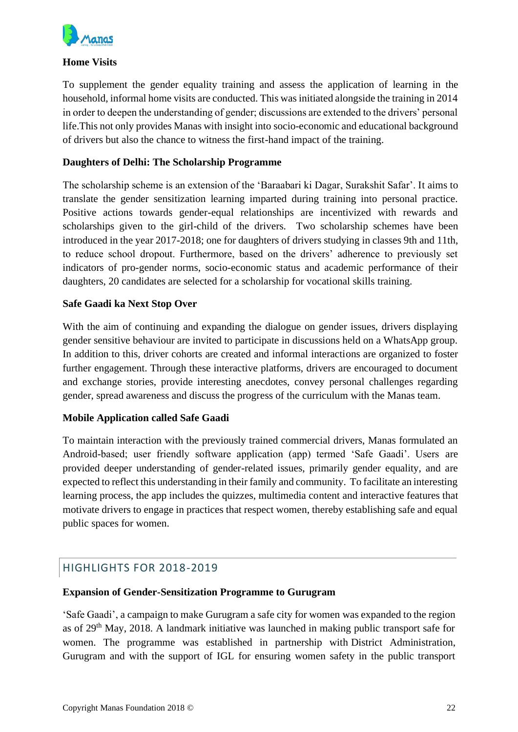**Home Visits**

To supplement the gender equality training and assess the application of learning in the household, informal home visits are conducted. This was initiated alongside the training in 2014 in order to deepen the understanding of gender; discussions are extended to the drivers' personal life.This not only provides Manas with insight into socio-economic and educational background of drivers but also the chance to witness the first-hand impact of the training.

**Daughters of Delhi: The Scholarship Programme**

The scholarship scheme is an extension of the 'Baraabari ki Dagar, Surakshit Safar'. It aims to translate the gender sensitization learning imparted during training into personal practice. Positive actions towards gender-equal relationships are incentivized with rewards and scholarships given to the girl-child of the drivers. Two scholarship schemes have been introduced in the year 2017-2018; one for daughters of drivers studying in classes 9th and 11th, to reduce school dropout. Furthermore, based on the drivers' adherence to previously set indicators of pro-gender norms, socio-economic status and academic performance of their daughters, 20 candidates are selected for a scholarship for vocational skills training.

**Safe Gaadi ka Next Stop Over**

With the aim of continuing and expanding the dialogue on gender issues, drivers displaying gender sensitive behaviour are invited to participate in discussions held on a WhatsApp group. In addition to this, driver cohorts are created and informal interactions are organized to foster further engagement. Through these interactive platforms, drivers are encouraged to document and exchange stories, provide interesting anecdotes, convey personal challenges regarding gender, spread awareness and discuss the progress of the curriculum with the Manas team.

**Mobile Application called Safe Gaadi**

To maintain interaction with the previously trained commercial drivers, Manas formulated an Android-based; user friendly software application (app) termed 'Safe Gaadi'. Users are provided deeper understanding of gender-related issues, primarily gender equality, and are expected to reflect this understanding in their family and community. To facilitate an interesting learning process, the app includes the quizzes, multimedia content and interactive features that motivate drivers to engage in practices that respect women, thereby establishing safe and equal public spaces for women.

## HIGHLIGHTS FOR 2018-2019

**Expansion of Gender-Sensitization Programme to Gurugram**

'Safe Gaadi', a campaign to make Gurugram a safe city for women was expanded to the region as of 29th May, 2018. A landmark initiative was launched in making public transport safe for women. The programme was established in partnership with District Administration, Gurugram and with the support of IGL for ensuring women safety in the public transport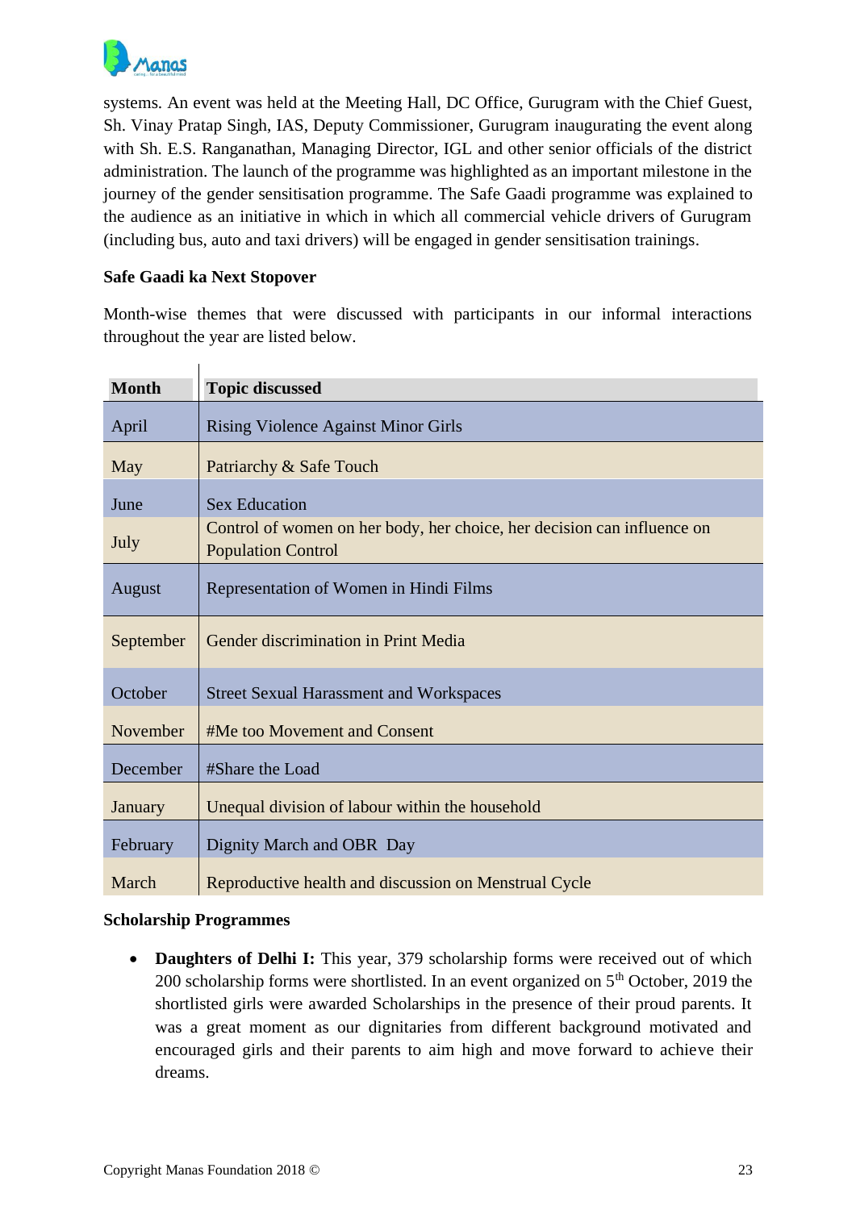systems. An event was held at the Meeting Hall, DC Office, Gurugram with the Chief Guest, Sh. Vinay Pratap Singh, IAS, Deputy Commissioner, Gurugram inaugurating the event along with Sh. E.S. Ranganathan, Managing Director, IGL and other senior officials of the district administration. The launch of the programme was highlighted as an important milestone in the journey of the gender sensitisation programme. The Safe Gaadi programme was explained to the audience as an initiative in which in which all commercial vehicle drivers of Gurugram (including bus, auto and taxi drivers) will be engaged in gender sensitisation trainings.

**Safe Gaadi ka Next Stopover**

Month-wise themes that were discussed with participants in our informal interactions throughout the year are listed below.

| Month | Topic discussed |
|---|---|
| April | Rising Violence Against Minor Girls |
| May | Patriarchy & Safe Touch |
| June | Sex Education |
| July | Control of women on her body, her choice, her decision can influence on Population Control |
| August | Representation of Women in Hindi Films |
| September | Gender discrimination in Print Media |
| October | Street Sexual Harassment and Workspaces |
| November | #Me too Movement and Consent |
| December | #Share the Load |
| January | Unequal division of labour within the household |
| February | Dignity March and OBR Day |
| March | Reproductive health and discussion on Menstrual Cycle |

**Scholarship Programmes**

- **Daughters of Delhi I:** This year, 379 scholarship forms were received out of which 200 scholarship forms were shortlisted. In an event organized on 5th October, 2019 the shortlisted girls were awarded Scholarships in the presence of their proud parents. It was a great moment as our dignitaries from different background motivated and encouraged girls and their parents to aim high and move forward to achieve their dreams.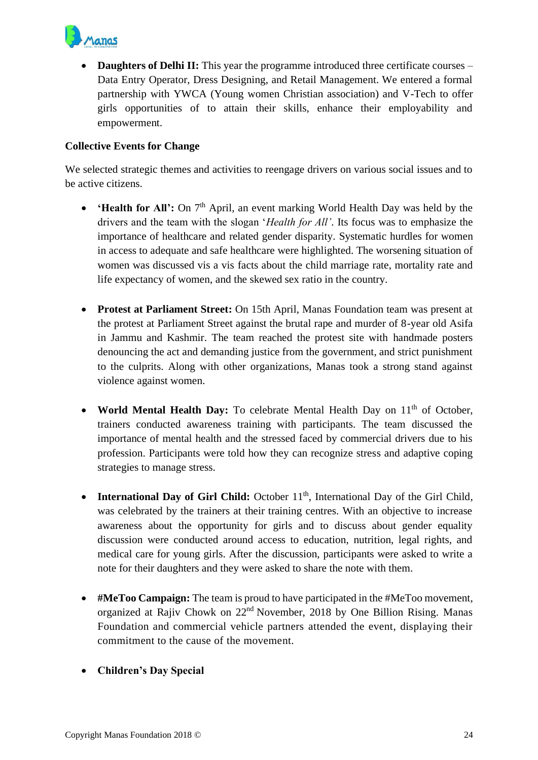- **Daughters of Delhi II:** This year the programme introduced three certificate courses – Data Entry Operator, Dress Designing, and Retail Management. We entered a formal partnership with YWCA (Young women Christian association) and V-Tech to offer girls opportunities of to attain their skills, enhance their employability and empowerment.

**Collective Events for Change**

We selected strategic themes and activities to reengage drivers on various social issues and to be active citizens.

- **'Health for All':** On 7th April, an event marking World Health Day was held by the drivers and the team with the slogan '*Health for All'*. Its focus was to emphasize the importance of healthcare and related gender disparity. Systematic hurdles for women in access to adequate and safe healthcare were highlighted. The worsening situation of women was discussed vis a vis facts about the child marriage rate, mortality rate and life expectancy of women, and the skewed sex ratio in the country.

- **Protest at Parliament Street:** On 15th April, Manas Foundation team was present at the protest at Parliament Street against the brutal rape and murder of 8-year old Asifa in Jammu and Kashmir. The team reached the protest site with handmade posters denouncing the act and demanding justice from the government, and strict punishment to the culprits. Along with other organizations, Manas took a strong stand against violence against women.

- **World Mental Health Day:** To celebrate Mental Health Day on 11th of October, trainers conducted awareness training with participants. The team discussed the importance of mental health and the stressed faced by commercial drivers due to his profession. Participants were told how they can recognize stress and adaptive coping strategies to manage stress.

- **International Day of Girl Child:** October 11th, International Day of the Girl Child, was celebrated by the trainers at their training centres. With an objective to increase awareness about the opportunity for girls and to discuss about gender equality discussion were conducted around access to education, nutrition, legal rights, and medical care for young girls. After the discussion, participants were asked to write a note for their daughters and they were asked to share the note with them.

- **#MeToo Campaign:** The team is proud to have participated in the #MeToo movement, organized at Rajiv Chowk on 22nd November, 2018 by One Billion Rising. Manas Foundation and commercial vehicle partners attended the event, displaying their commitment to the cause of the movement.

- **Children's Day Special**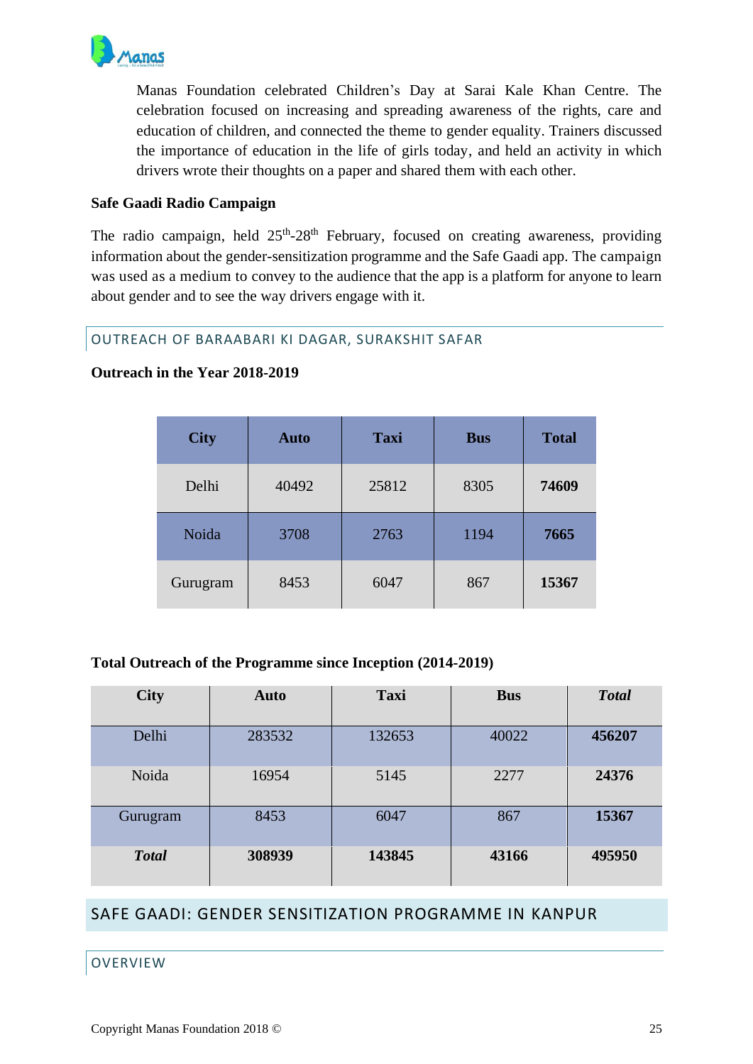Manas Foundation celebrated Children's Day at Sarai Kale Khan Centre. The celebration focused on increasing and spreading awareness of the rights, care and education of children, and connected the theme to gender equality. Trainers discussed the importance of education in the life of girls today, and held an activity in which drivers wrote their thoughts on a paper and shared them with each other.

**Safe Gaadi Radio Campaign**

The radio campaign, held 25th-28th February, focused on creating awareness, providing information about the gender-sensitization programme and the Safe Gaadi app. The campaign was used as a medium to convey to the audience that the app is a platform for anyone to learn about gender and to see the way drivers engage with it.

## OUTREACH OF BARAABARI KI DAGAR, SURAKSHIT SAFAR

**Outreach in the Year 2018-2019**

| City | Auto | Taxi | Bus | Total |
|---|---|---|---|---|
| Delhi | 40492 | 25812 | 8305 | **74609** |
| Noida | 3708 | 2763 | 1194 | **7665** |
| Gurugram | 8453 | 6047 | 867 | **15367** |

**Total Outreach of the Programme since Inception (2014-2019)**

| City | Auto | Taxi | Bus | ***Total*** |
|---|---|---|---|---|
| Delhi | 283532 | 132653 | 40022 | **456207** |
| Noida | 16954 | 5145 | 2277 | **24376** |
| Gurugram | 8453 | 6047 | 867 | **15367** |
| ***Total*** | **308939** | **143845** | **43166** | **495950** |

# SAFE GAADI: GENDER SENSITIZATION PROGRAMME IN KANPUR

## OVERVIEW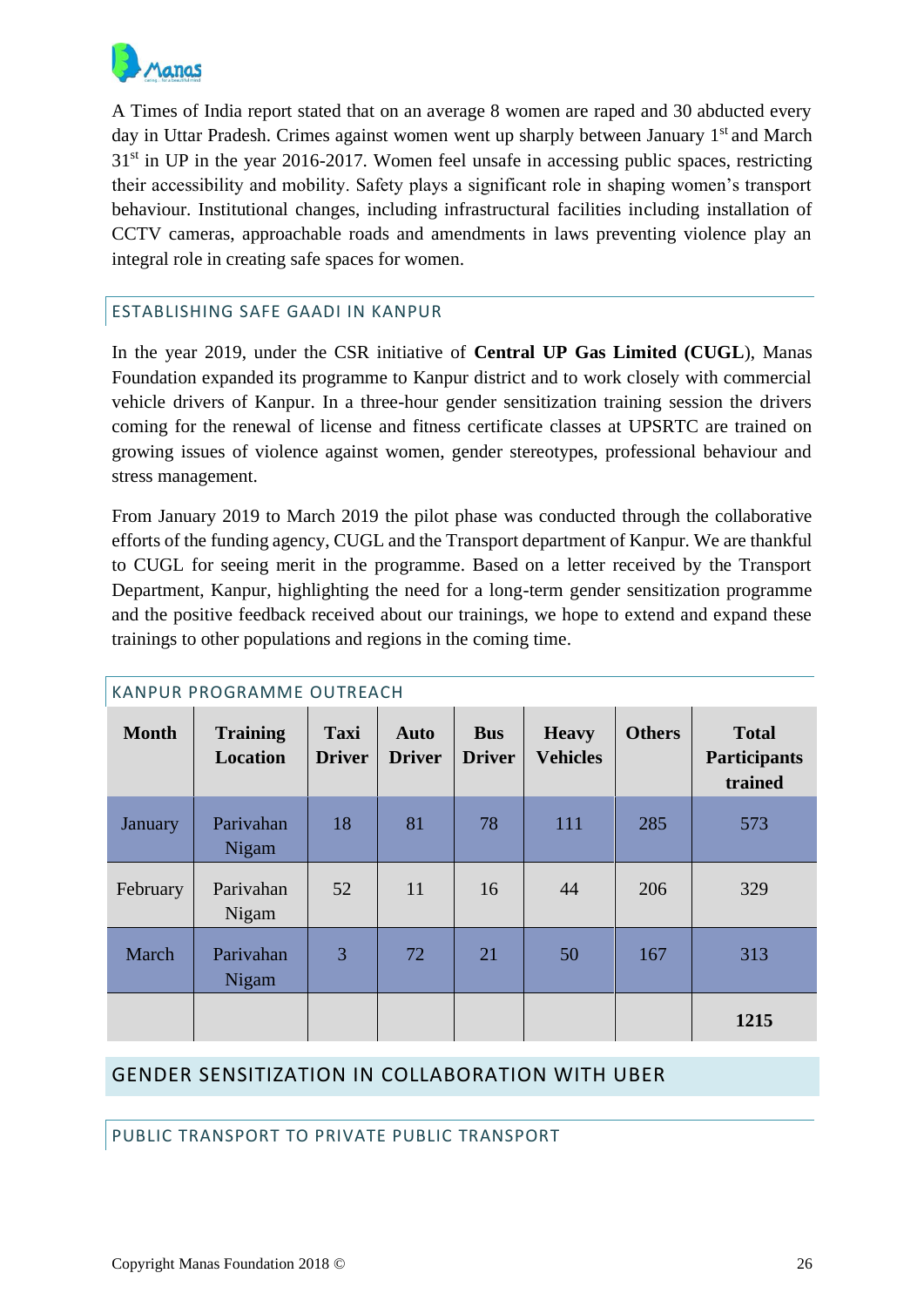A Times of India report stated that on an average 8 women are raped and 30 abducted every day in Uttar Pradesh. Crimes against women went up sharply between January 1st and March 31st in UP in the year 2016-2017. Women feel unsafe in accessing public spaces, restricting their accessibility and mobility. Safety plays a significant role in shaping women's transport behaviour. Institutional changes, including infrastructural facilities including installation of CCTV cameras, approachable roads and amendments in laws preventing violence play an integral role in creating safe spaces for women.

### ESTABLISHING SAFE GAADI IN KANPUR

In the year 2019, under the CSR initiative of **Central UP Gas Limited (CUGL**), Manas Foundation expanded its programme to Kanpur district and to work closely with commercial vehicle drivers of Kanpur. In a three-hour gender sensitization training session the drivers coming for the renewal of license and fitness certificate classes at UPSRTC are trained on growing issues of violence against women, gender stereotypes, professional behaviour and stress management.

From January 2019 to March 2019 the pilot phase was conducted through the collaborative efforts of the funding agency, CUGL and the Transport department of Kanpur. We are thankful to CUGL for seeing merit in the programme. Based on a letter received by the Transport Department, Kanpur, highlighting the need for a long-term gender sensitization programme and the positive feedback received about our trainings, we hope to extend and expand these trainings to other populations and regions in the coming time.

### KANPUR PROGRAMME OUTREACH

| Month | Training Location | Taxi Driver | Auto Driver | Bus Driver | Heavy Vehicles | Others | Total Participants trained |
|---|---|---|---|---|---|---|---|
| January | Parivahan Nigam | 18 | 81 | 78 | 111 | 285 | 573 |
| February | Parivahan Nigam | 52 | 11 | 16 | 44 | 206 | 329 |
| March | Parivahan Nigam | 3 | 72 | 21 | 50 | 167 | 313 |
| | | | | | | | **1215** |

## GENDER SENSITIZATION IN COLLABORATION WITH UBER

### PUBLIC TRANSPORT TO PRIVATE PUBLIC TRANSPORT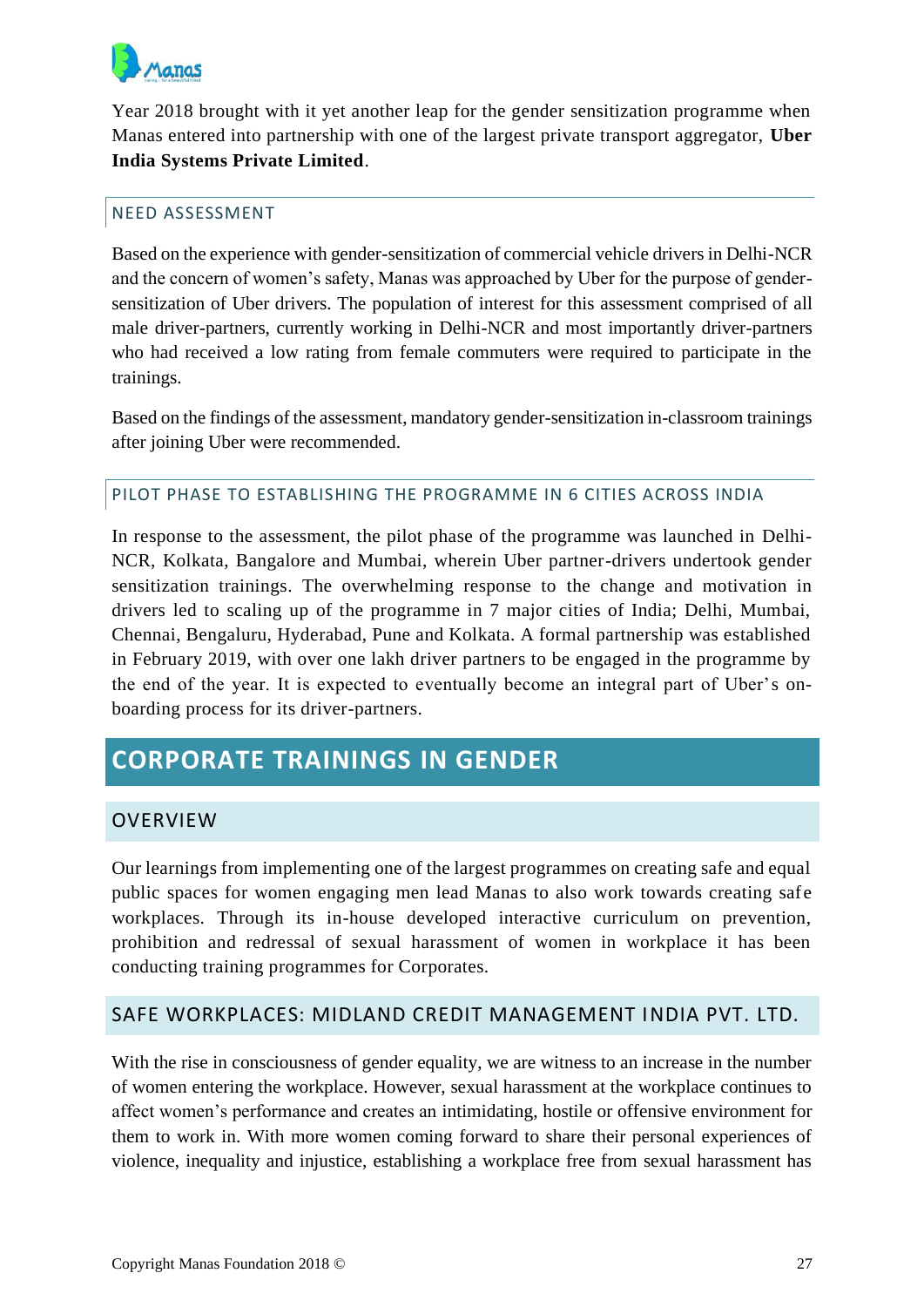Year 2018 brought with it yet another leap for the gender sensitization programme when Manas entered into partnership with one of the largest private transport aggregator, **Uber India Systems Private Limited**.

### NEED ASSESSMENT

Based on the experience with gender-sensitization of commercial vehicle drivers in Delhi-NCR and the concern of women's safety, Manas was approached by Uber for the purpose of gender-sensitization of Uber drivers. The population of interest for this assessment comprised of all male driver-partners, currently working in Delhi-NCR and most importantly driver-partners who had received a low rating from female commuters were required to participate in the trainings.

Based on the findings of the assessment, mandatory gender-sensitization in-classroom trainings after joining Uber were recommended.

### PILOT PHASE TO ESTABLISHING THE PROGRAMME IN 6 CITIES ACROSS INDIA

In response to the assessment, the pilot phase of the programme was launched in Delhi-NCR, Kolkata, Bangalore and Mumbai, wherein Uber partner-drivers undertook gender sensitization trainings. The overwhelming response to the change and motivation in drivers led to scaling up of the programme in 7 major cities of India; Delhi, Mumbai, Chennai, Bengaluru, Hyderabad, Pune and Kolkata. A formal partnership was established in February 2019, with over one lakh driver partners to be engaged in the programme by the end of the year. It is expected to eventually become an integral part of Uber's on-boarding process for its driver-partners.

# CORPORATE TRAININGS IN GENDER

## OVERVIEW

Our learnings from implementing one of the largest programmes on creating safe and equal public spaces for women engaging men lead Manas to also work towards creating safe workplaces. Through its in-house developed interactive curriculum on prevention, prohibition and redressal of sexual harassment of women in workplace it has been conducting training programmes for Corporates.

## SAFE WORKPLACES: MIDLAND CREDIT MANAGEMENT INDIA PVT. LTD.

With the rise in consciousness of gender equality, we are witness to an increase in the number of women entering the workplace. However, sexual harassment at the workplace continues to affect women's performance and creates an intimidating, hostile or offensive environment for them to work in. With more women coming forward to share their personal experiences of violence, inequality and injustice, establishing a workplace free from sexual harassment has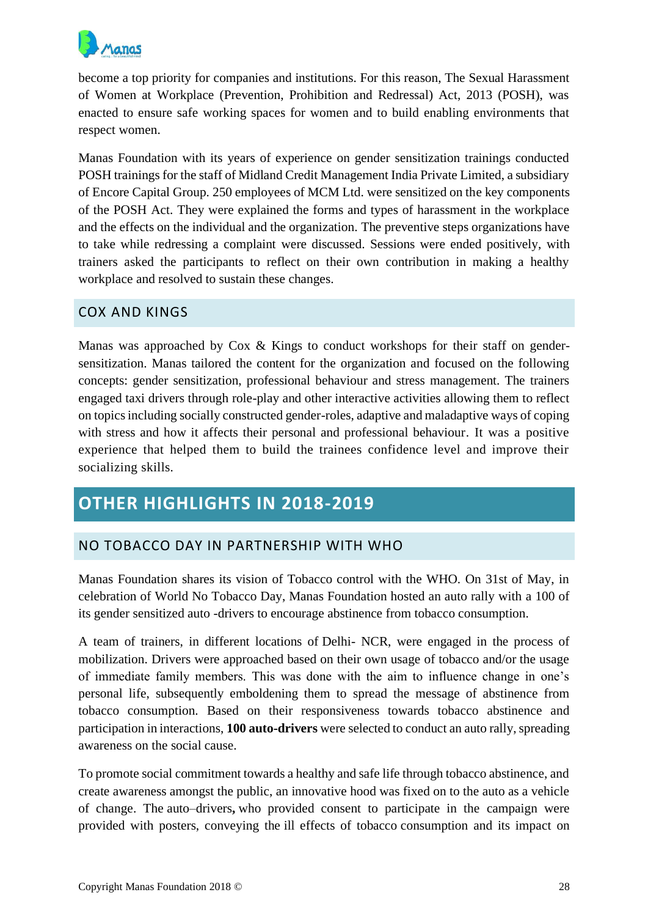become a top priority for companies and institutions. For this reason, The Sexual Harassment of Women at Workplace (Prevention, Prohibition and Redressal) Act, 2013 (POSH), was enacted to ensure safe working spaces for women and to build enabling environments that respect women.

Manas Foundation with its years of experience on gender sensitization trainings conducted POSH trainings for the staff of Midland Credit Management India Private Limited, a subsidiary of Encore Capital Group. 250 employees of MCM Ltd. were sensitized on the key components of the POSH Act. They were explained the forms and types of harassment in the workplace and the effects on the individual and the organization. The preventive steps organizations have to take while redressing a complaint were discussed. Sessions were ended positively, with trainers asked the participants to reflect on their own contribution in making a healthy workplace and resolved to sustain these changes.

### COX AND KINGS

Manas was approached by Cox & Kings to conduct workshops for their staff on gender-sensitization. Manas tailored the content for the organization and focused on the following concepts: gender sensitization, professional behaviour and stress management. The trainers engaged taxi drivers through role-play and other interactive activities allowing them to reflect on topics including socially constructed gender-roles, adaptive and maladaptive ways of coping with stress and how it affects their personal and professional behaviour. It was a positive experience that helped them to build the trainees confidence level and improve their socializing skills.

## OTHER HIGHLIGHTS IN 2018-2019

### NO TOBACCO DAY IN PARTNERSHIP WITH WHO

Manas Foundation shares its vision of Tobacco control with the WHO. On 31st of May, in celebration of World No Tobacco Day, Manas Foundation hosted an auto rally with a 100 of its gender sensitized auto -drivers to encourage abstinence from tobacco consumption.

A team of trainers, in different locations of Delhi- NCR, were engaged in the process of mobilization. Drivers were approached based on their own usage of tobacco and/or the usage of immediate family members. This was done with the aim to influence change in one's personal life, subsequently emboldening them to spread the message of abstinence from tobacco consumption. Based on their responsiveness towards tobacco abstinence and participation in interactions, **100 auto-drivers** were selected to conduct an auto rally, spreading awareness on the social cause.

To promote social commitment towards a healthy and safe life through tobacco abstinence, and create awareness amongst the public, an innovative hood was fixed on to the auto as a vehicle of change. The auto–drivers**,** who provided consent to participate in the campaign were provided with posters, conveying the ill effects of tobacco consumption and its impact on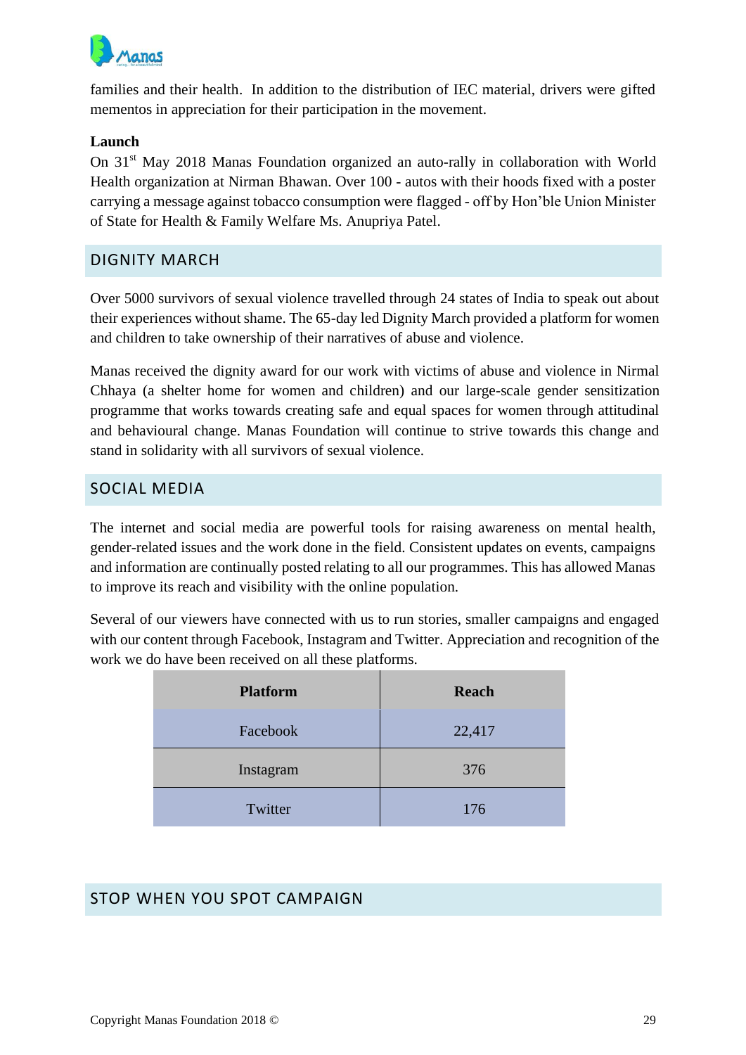families and their health. In addition to the distribution of IEC material, drivers were gifted mementos in appreciation for their participation in the movement.

**Launch**

On 31st May 2018 Manas Foundation organized an auto-rally in collaboration with World Health organization at Nirman Bhawan. Over 100 - autos with their hoods fixed with a poster carrying a message against tobacco consumption were flagged - off by Hon'ble Union Minister of State for Health & Family Welfare Ms. Anupriya Patel.

## DIGNITY MARCH

Over 5000 survivors of sexual violence travelled through 24 states of India to speak out about their experiences without shame. The 65-day led Dignity March provided a platform for women and children to take ownership of their narratives of abuse and violence.

Manas received the dignity award for our work with victims of abuse and violence in Nirmal Chhaya (a shelter home for women and children) and our large-scale gender sensitization programme that works towards creating safe and equal spaces for women through attitudinal and behavioural change. Manas Foundation will continue to strive towards this change and stand in solidarity with all survivors of sexual violence.

## SOCIAL MEDIA

The internet and social media are powerful tools for raising awareness on mental health, gender-related issues and the work done in the field. Consistent updates on events, campaigns and information are continually posted relating to all our programmes. This has allowed Manas to improve its reach and visibility with the online population.

Several of our viewers have connected with us to run stories, smaller campaigns and engaged with our content through Facebook, Instagram and Twitter. Appreciation and recognition of the work we do have been received on all these platforms.

| Platform | Reach |
|---|---|
| Facebook | 22,417 |
| Instagram | 376 |
| Twitter | 176 |

## STOP WHEN YOU SPOT CAMPAIGN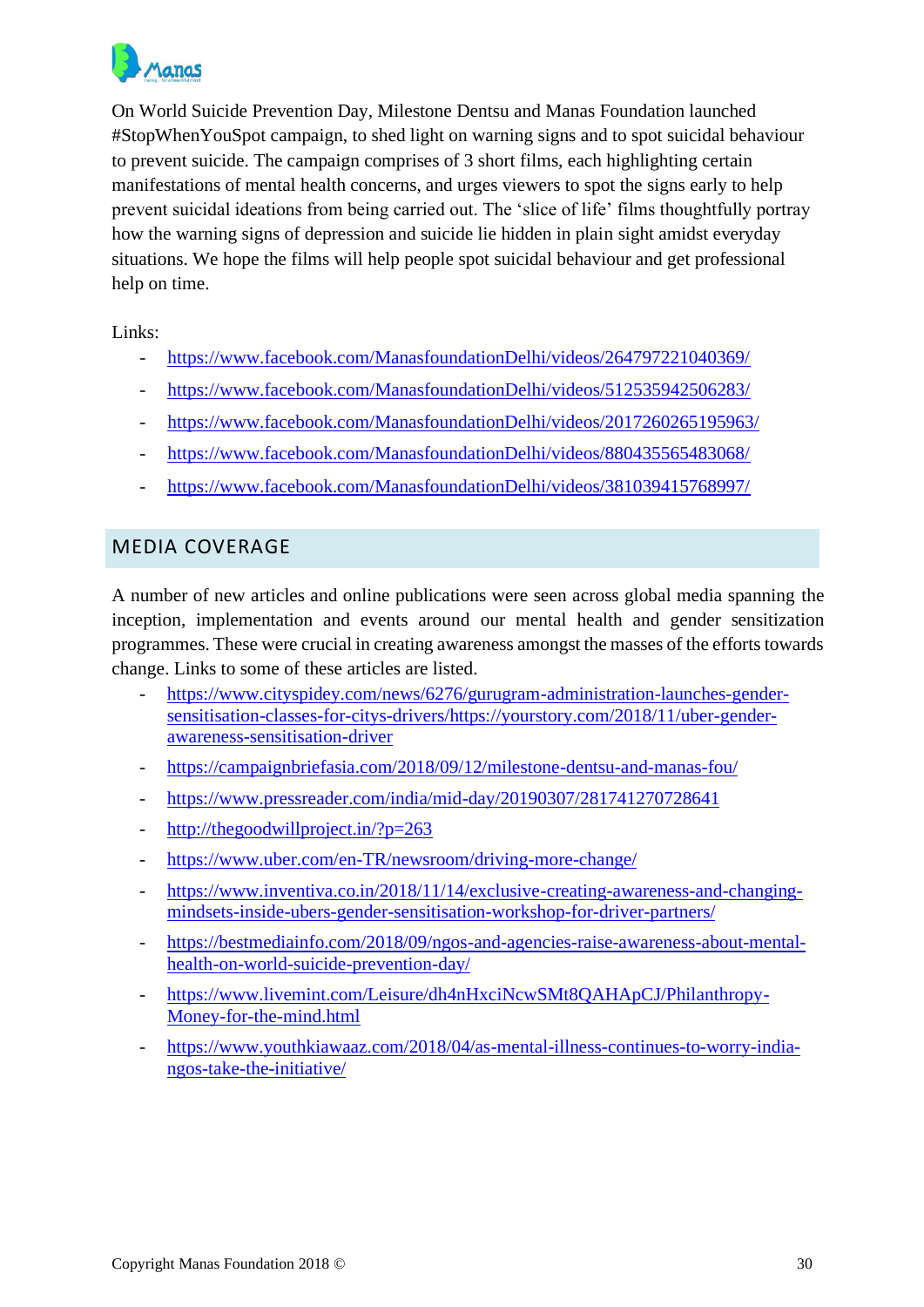On World Suicide Prevention Day, Milestone Dentsu and Manas Foundation launched #StopWhenYouSpot campaign, to shed light on warning signs and to spot suicidal behaviour to prevent suicide. The campaign comprises of 3 short films, each highlighting certain manifestations of mental health concerns, and urges viewers to spot the signs early to help prevent suicidal ideations from being carried out. The 'slice of life' films thoughtfully portray how the warning signs of depression and suicide lie hidden in plain sight amidst everyday situations. We hope the films will help people spot suicidal behaviour and get professional help on time.

Links:

- https://www.facebook.com/ManasfoundationDelhi/videos/264797221040369/
- https://www.facebook.com/ManasfoundationDelhi/videos/512535942506283/
- https://www.facebook.com/ManasfoundationDelhi/videos/2017260265195963/
- https://www.facebook.com/ManasfoundationDelhi/videos/880435565483068/
- https://www.facebook.com/ManasfoundationDelhi/videos/381039415768997/

## MEDIA COVERAGE

A number of new articles and online publications were seen across global media spanning the inception, implementation and events around our mental health and gender sensitization programmes. These were crucial in creating awareness amongst the masses of the efforts towards change. Links to some of these articles are listed.

- https://www.cityspidey.com/news/6276/gurugram-administration-launches-gender-sensitisation-classes-for-citys-drivers/https://yourstory.com/2018/11/uber-gender-awareness-sensitisation-driver
- https://campaignbriefasia.com/2018/09/12/milestone-dentsu-and-manas-fou/
- https://www.pressreader.com/india/mid-day/20190307/281741270728641
- http://thegoodwillproject.in/?p=263
- https://www.uber.com/en-TR/newsroom/driving-more-change/
- https://www.inventiva.co.in/2018/11/14/exclusive-creating-awareness-and-changing-mindsets-inside-ubers-gender-sensitisation-workshop-for-driver-partners/
- https://bestmediainfo.com/2018/09/ngos-and-agencies-raise-awareness-about-mental-health-on-world-suicide-prevention-day/
- https://www.livemint.com/Leisure/dh4nHxciNcwSMt8QAHApCJ/Philanthropy-Money-for-the-mind.html
- https://www.youthkiawaaz.com/2018/04/as-mental-illness-continues-to-worry-india-ngos-take-the-initiative/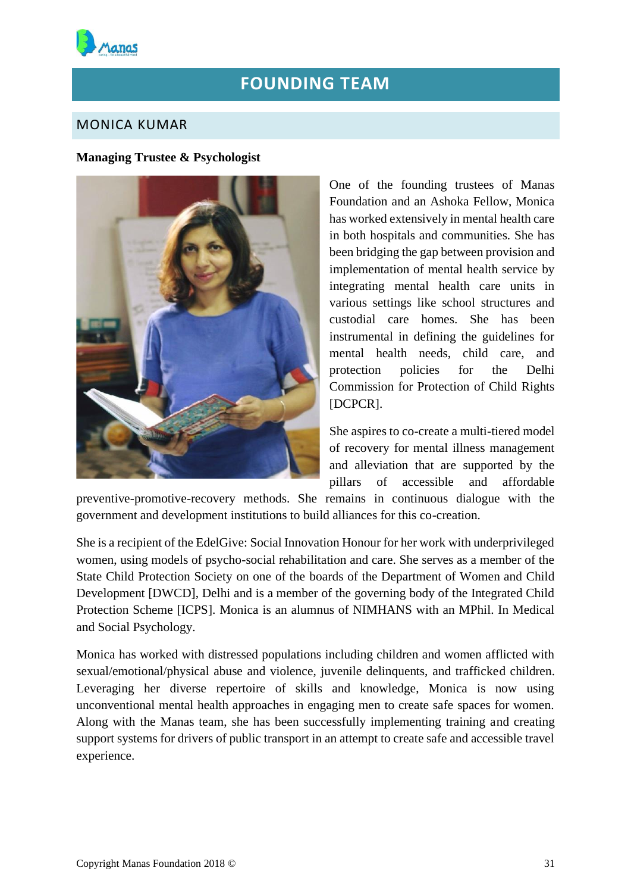# FOUNDING TEAM

## MONICA KUMAR

**Managing Trustee & Psychologist**

One of the founding trustees of Manas Foundation and an Ashoka Fellow, Monica has worked extensively in mental health care in both hospitals and communities. She has been bridging the gap between provision and implementation of mental health service by integrating mental health care units in various settings like school structures and custodial care homes. She has been instrumental in defining the guidelines for mental health needs, child care, and protection policies for the Delhi Commission for Protection of Child Rights [DCPCR].

She aspires to co-create a multi-tiered model of recovery for mental illness management and alleviation that are supported by the pillars of accessible and affordable preventive-promotive-recovery methods. She remains in continuous dialogue with the government and development institutions to build alliances for this co-creation.

She is a recipient of the EdelGive: Social Innovation Honour for her work with underprivileged women, using models of psycho-social rehabilitation and care. She serves as a member of the State Child Protection Society on one of the boards of the Department of Women and Child Development [DWCD], Delhi and is a member of the governing body of the Integrated Child Protection Scheme [ICPS]. Monica is an alumnus of NIMHANS with an MPhil. In Medical and Social Psychology.

Monica has worked with distressed populations including children and women afflicted with sexual/emotional/physical abuse and violence, juvenile delinquents, and trafficked children. Leveraging her diverse repertoire of skills and knowledge, Monica is now using unconventional mental health approaches in engaging men to create safe spaces for women. Along with the Manas team, she has been successfully implementing training and creating support systems for drivers of public transport in an attempt to create safe and accessible travel experience.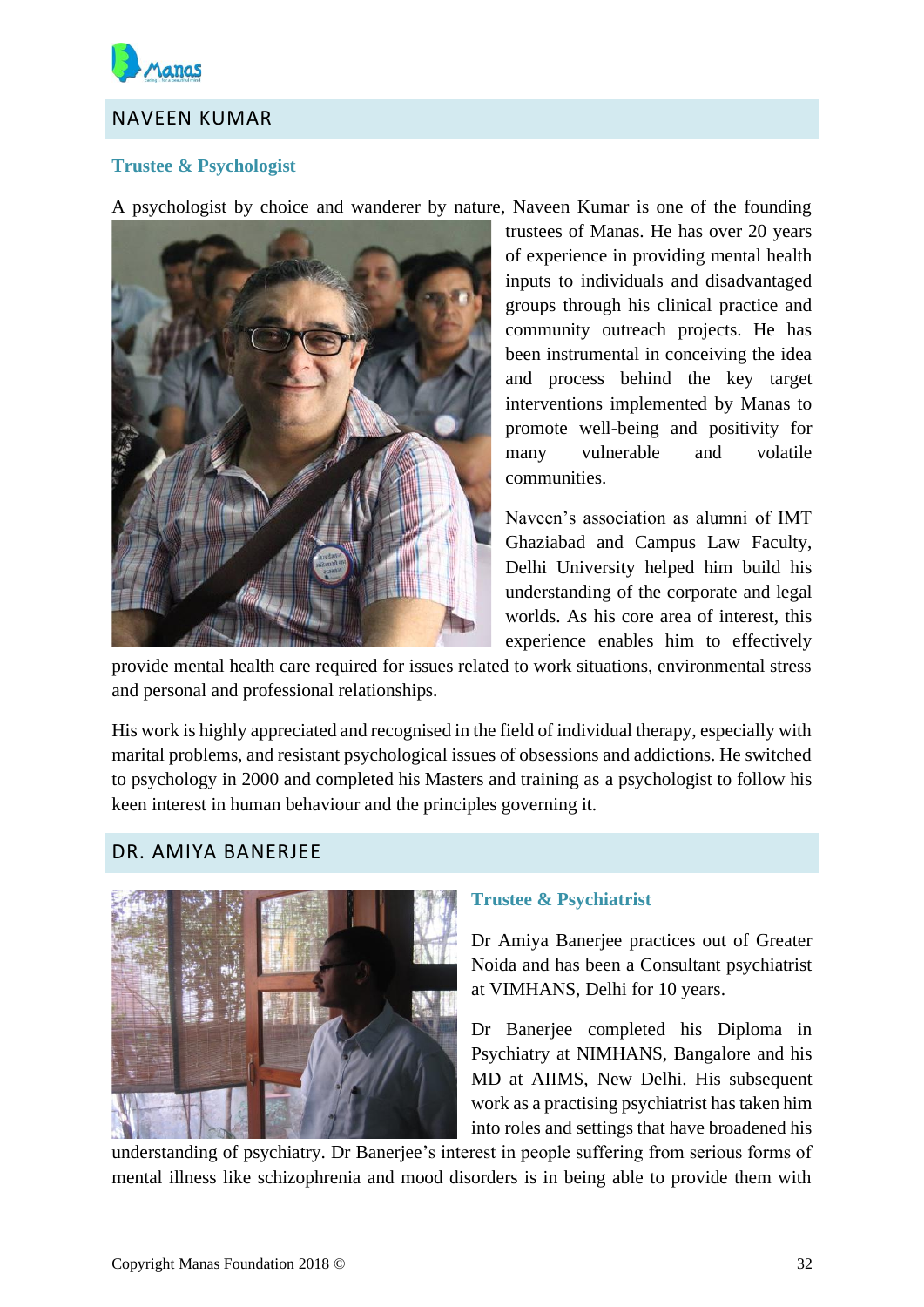## NAVEEN KUMAR

### Trustee & Psychologist

A psychologist by choice and wanderer by nature, Naveen Kumar is one of the founding trustees of Manas. He has over 20 years of experience in providing mental health inputs to individuals and disadvantaged groups through his clinical practice and community outreach projects. He has been instrumental in conceiving the idea and process behind the key target interventions implemented by Manas to promote well-being and positivity for many vulnerable and volatile communities.

Naveen's association as alumni of IMT Ghaziabad and Campus Law Faculty, Delhi University helped him build his understanding of the corporate and legal worlds. As his core area of interest, this experience enables him to effectively provide mental health care required for issues related to work situations, environmental stress and personal and professional relationships.

His work is highly appreciated and recognised in the field of individual therapy, especially with marital problems, and resistant psychological issues of obsessions and addictions. He switched to psychology in 2000 and completed his Masters and training as a psychologist to follow his keen interest in human behaviour and the principles governing it.

## DR. AMIYA BANERJEE

### Trustee & Psychiatrist

Dr Amiya Banerjee practices out of Greater Noida and has been a Consultant psychiatrist at VIMHANS, Delhi for 10 years.

Dr Banerjee completed his Diploma in Psychiatry at NIMHANS, Bangalore and his MD at AIIMS, New Delhi. His subsequent work as a practising psychiatrist has taken him into roles and settings that have broadened his understanding of psychiatry. Dr Banerjee's interest in people suffering from serious forms of mental illness like schizophrenia and mood disorders is in being able to provide them with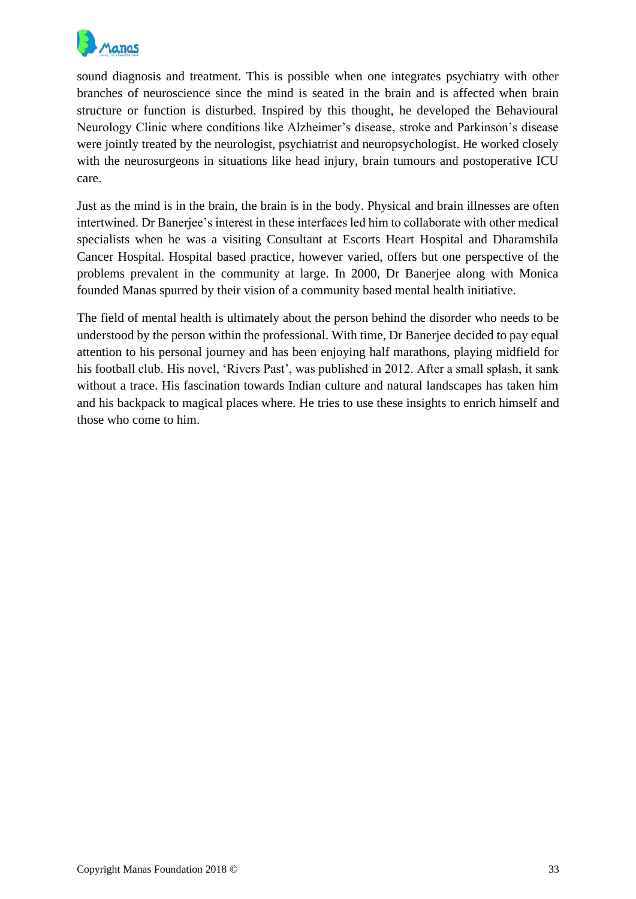sound diagnosis and treatment. This is possible when one integrates psychiatry with other branches of neuroscience since the mind is seated in the brain and is affected when brain structure or function is disturbed. Inspired by this thought, he developed the Behavioural Neurology Clinic where conditions like Alzheimer's disease, stroke and Parkinson's disease were jointly treated by the neurologist, psychiatrist and neuropsychologist. He worked closely with the neurosurgeons in situations like head injury, brain tumours and postoperative ICU care.

Just as the mind is in the brain, the brain is in the body. Physical and brain illnesses are often intertwined. Dr Banerjee's interest in these interfaces led him to collaborate with other medical specialists when he was a visiting Consultant at Escorts Heart Hospital and Dharamshila Cancer Hospital. Hospital based practice, however varied, offers but one perspective of the problems prevalent in the community at large. In 2000, Dr Banerjee along with Monica founded Manas spurred by their vision of a community based mental health initiative.

The field of mental health is ultimately about the person behind the disorder who needs to be understood by the person within the professional. With time, Dr Banerjee decided to pay equal attention to his personal journey and has been enjoying half marathons, playing midfield for his football club. His novel, 'Rivers Past', was published in 2012. After a small splash, it sank without a trace. His fascination towards Indian culture and natural landscapes has taken him and his backpack to magical places where. He tries to use these insights to enrich himself and those who come to him.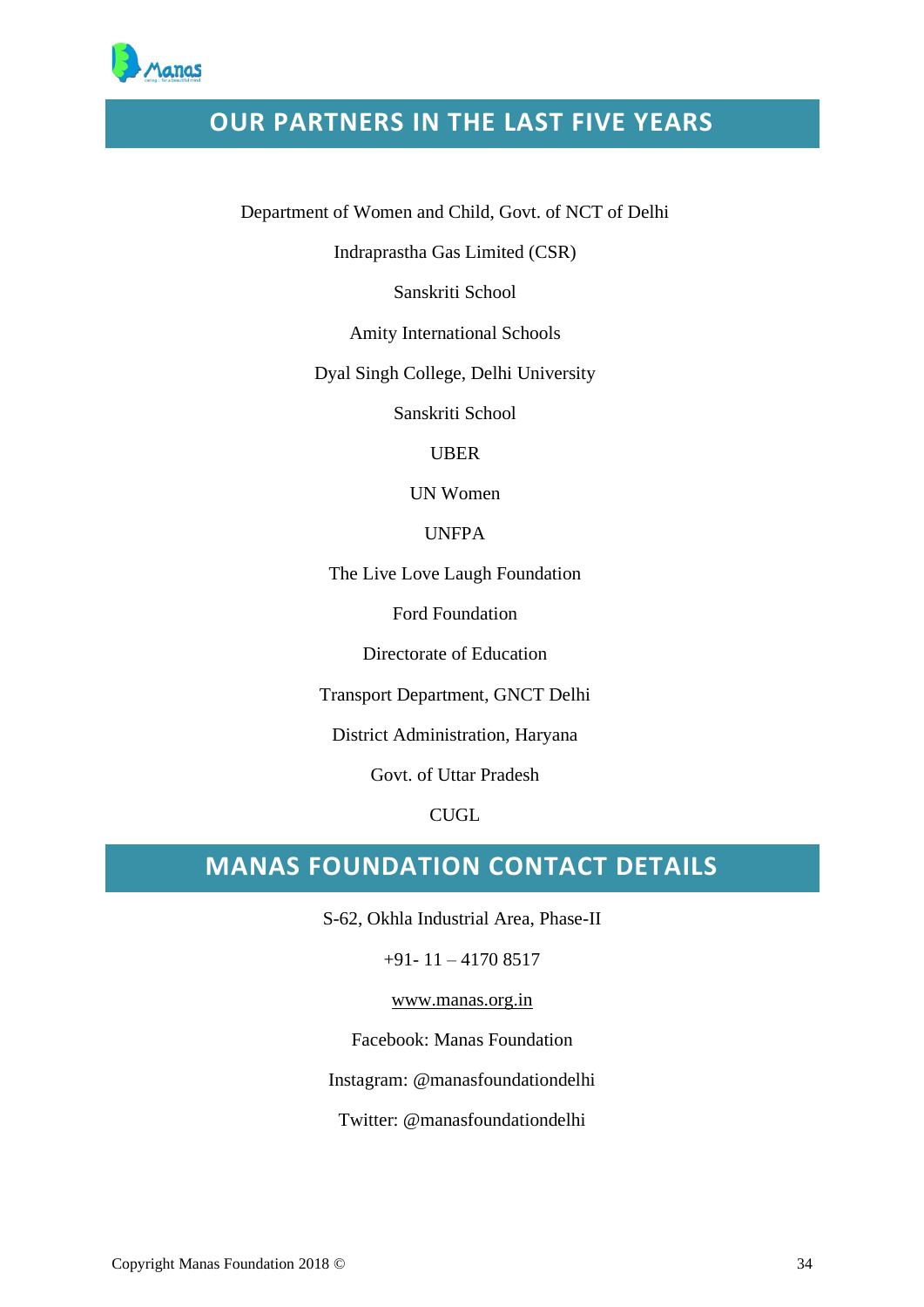## OUR PARTNERS IN THE LAST FIVE YEARS

Department of Women and Child, Govt. of NCT of Delhi

Indraprastha Gas Limited (CSR)

Sanskriti School

Amity International Schools

Dyal Singh College, Delhi University

Sanskriti School

UBER

UN Women

UNFPA

The Live Love Laugh Foundation

Ford Foundation

Directorate of Education

Transport Department, GNCT Delhi

District Administration, Haryana

Govt. of Uttar Pradesh

CUGL

## MANAS FOUNDATION CONTACT DETAILS

S-62, Okhla Industrial Area, Phase-II

+91- 11 – 4170 8517

www.manas.org.in

Facebook: Manas Foundation

Instagram: @manasfoundationdelhi

Twitter: @manasfoundationdelhi

Copyright Manas Foundation 2018 ©